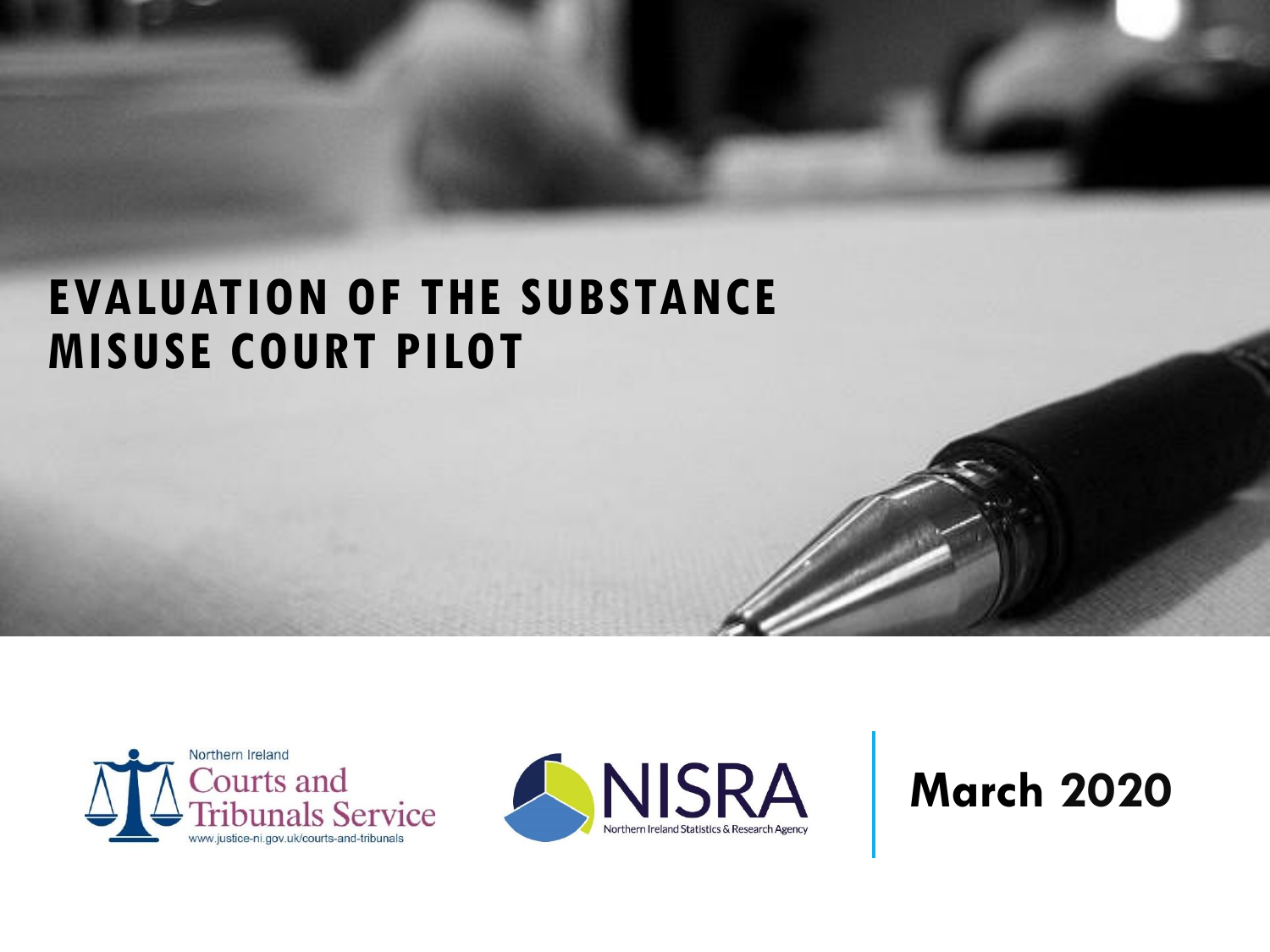# EVALUATION OF THE SUBSTANCE MISUSE COURT PILOT

Northern Ireland Courts and Tribunals Service
www.justice-ni.gov.uk/courts-and-tribunals

NISRA
Northern Ireland Statistics & Research Agency

**March 2020**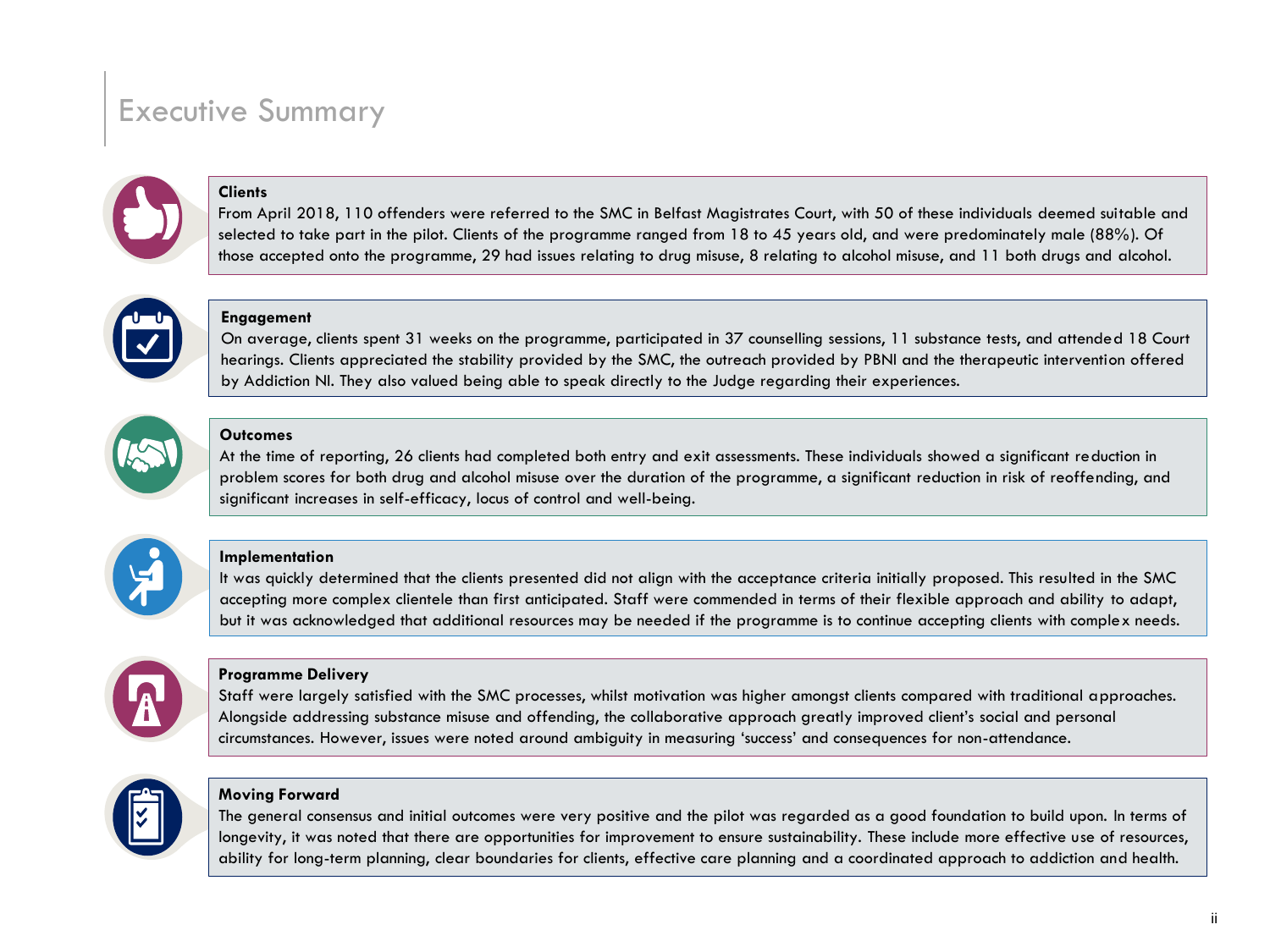# Executive Summary

### Clients

From April 2018, 110 offenders were referred to the SMC in Belfast Magistrates Court, with 50 of these individuals deemed suitable and selected to take part in the pilot. Clients of the programme ranged from 18 to 45 years old, and were predominately male (88%). Of those accepted onto the programme, 29 had issues relating to drug misuse, 8 relating to alcohol misuse, and 11 both drugs and alcohol.

### Engagement

On average, clients spent 31 weeks on the programme, participated in 37 counselling sessions, 11 substance tests, and attended 18 Court hearings. Clients appreciated the stability provided by the SMC, the outreach provided by PBNI and the therapeutic intervention offered by Addiction NI. They also valued being able to speak directly to the Judge regarding their experiences.

### Outcomes

At the time of reporting, 26 clients had completed both entry and exit assessments. These individuals showed a significant reduction in problem scores for both drug and alcohol misuse over the duration of the programme, a significant reduction in risk of reoffending, and significant increases in self-efficacy, locus of control and well-being.

### Implementation

It was quickly determined that the clients presented did not align with the acceptance criteria initially proposed. This resulted in the SMC accepting more complex clientele than first anticipated. Staff were commended in terms of their flexible approach and ability to adapt, but it was acknowledged that additional resources may be needed if the programme is to continue accepting clients with complex needs.

### Programme Delivery

Staff were largely satisfied with the SMC processes, whilst motivation was higher amongst clients compared with traditional approaches. Alongside addressing substance misuse and offending, the collaborative approach greatly improved client's social and personal circumstances. However, issues were noted around ambiguity in measuring 'success' and consequences for non-attendance.

### Moving Forward

The general consensus and initial outcomes were very positive and the pilot was regarded as a good foundation to build upon. In terms of longevity, it was noted that there are opportunities for improvement to ensure sustainability. These include more effective use of resources, ability for long-term planning, clear boundaries for clients, effective care planning and a coordinated approach to addiction and health.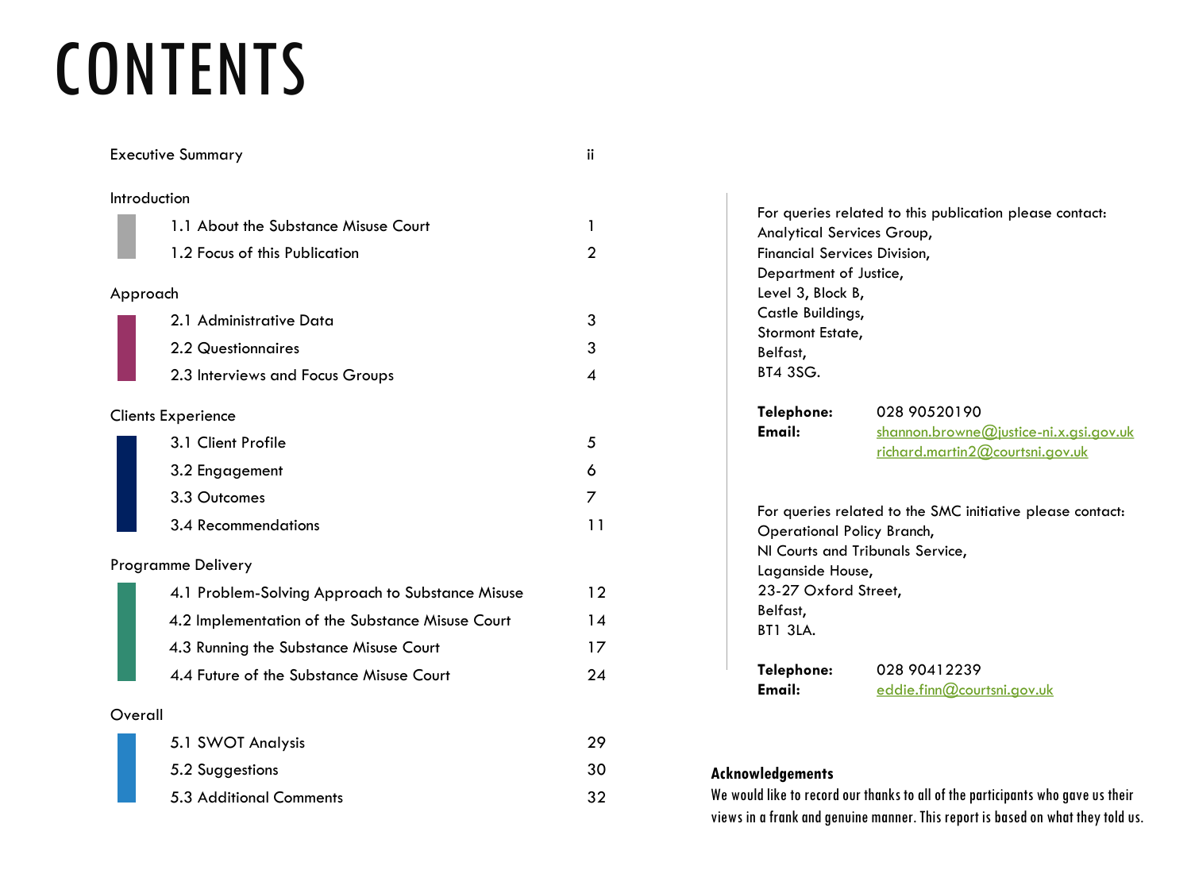# CONTENTS

| | |
|---|---|
| Executive Summary | ii |
| **Introduction** | |
| 1.1 About the Substance Misuse Court | 1 |
| 1.2 Focus of this Publication | 2 |
| **Approach** | |
| 2.1 Administrative Data | 3 |
| 2.2 Questionnaires | 3 |
| 2.3 Interviews and Focus Groups | 4 |
| **Clients Experience** | |
| 3.1 Client Profile | 5 |
| 3.2 Engagement | 6 |
| 3.3 Outcomes | 7 |
| 3.4 Recommendations | 11 |
| **Programme Delivery** | |
| 4.1 Problem-Solving Approach to Substance Misuse | 12 |
| 4.2 Implementation of the Substance Misuse Court | 14 |
| 4.3 Running the Substance Misuse Court | 17 |
| 4.4 Future of the Substance Misuse Court | 24 |
| **Overall** | |
| 5.1 SWOT Analysis | 29 |
| 5.2 Suggestions | 30 |
| 5.3 Additional Comments | 32 |

For queries related to this publication please contact:
Analytical Services Group,
Financial Services Division,
Department of Justice,
Level 3, Block B,
Castle Buildings,
Stormont Estate,
Belfast,
BT4 3SG.

**Telephone:** 028 90520190
**Email:** shannon.browne@justice-ni.x.gsi.gov.uk
richard.martin2@courtsni.gov.uk

For queries related to the SMC initiative please contact:
Operational Policy Branch,
NI Courts and Tribunals Service,
Laganside House,
23-27 Oxford Street,
Belfast,
BT1 3LA.

**Telephone:** 028 90412239
**Email:** eddie.finn@courtsni.gov.uk

**Acknowledgements**

We would like to record our thanks to all of the participants who gave us their views in a frank and genuine manner. This report is based on what they told us.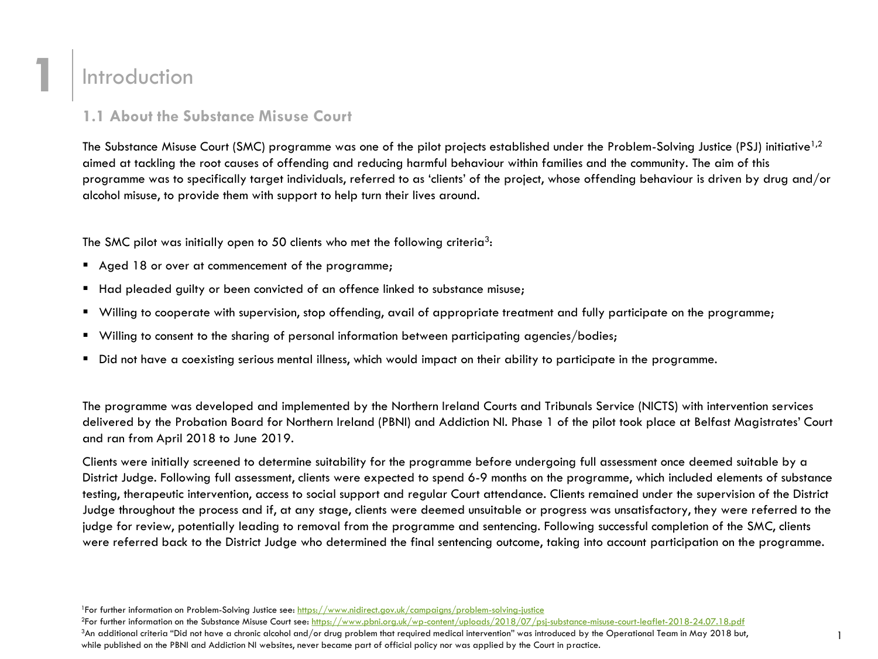# 1 Introduction

## 1.1 About the Substance Misuse Court

The Substance Misuse Court (SMC) programme was one of the pilot projects established under the Problem-Solving Justice (PSJ) initiative[1,2] aimed at tackling the root causes of offending and reducing harmful behaviour within families and the community. The aim of this programme was to specifically target individuals, referred to as 'clients' of the project, whose offending behaviour is driven by drug and/or alcohol misuse, to provide them with support to help turn their lives around.

The SMC pilot was initially open to 50 clients who met the following criteria[3]:

- Aged 18 or over at commencement of the programme;
- Had pleaded guilty or been convicted of an offence linked to substance misuse;
- Willing to cooperate with supervision, stop offending, avail of appropriate treatment and fully participate on the programme;
- Willing to consent to the sharing of personal information between participating agencies/bodies;
- Did not have a coexisting serious mental illness, which would impact on their ability to participate in the programme.

The programme was developed and implemented by the Northern Ireland Courts and Tribunals Service (NICTS) with intervention services delivered by the Probation Board for Northern Ireland (PBNI) and Addiction NI. Phase 1 of the pilot took place at Belfast Magistrates' Court and ran from April 2018 to June 2019.

Clients were initially screened to determine suitability for the programme before undergoing full assessment once deemed suitable by a District Judge. Following full assessment, clients were expected to spend 6-9 months on the programme, which included elements of substance testing, therapeutic intervention, access to social support and regular Court attendance. Clients remained under the supervision of the District Judge throughout the process and if, at any stage, clients were deemed unsuitable or progress was unsatisfactory, they were referred to the judge for review, potentially leading to removal from the programme and sentencing. Following successful completion of the SMC, clients were referred back to the District Judge who determined the final sentencing outcome, taking into account participation on the programme.

[1]For further information on Problem-Solving Justice see: https://www.nidirect.gov.uk/campaigns/problem-solving-justice

[2]For further information on the Substance Misuse Court see: https://www.pbni.org.uk/wp-content/uploads/2018/07/psj-substance-misuse-court-leaflet-2018-24.07.18.pdf

[3]An additional criteria "Did not have a chronic alcohol and/or drug problem that required medical intervention" was introduced by the Operational Team in May 2018 but, while published on the PBNI and Addiction NI websites, never became part of official policy nor was applied by the Court in practice.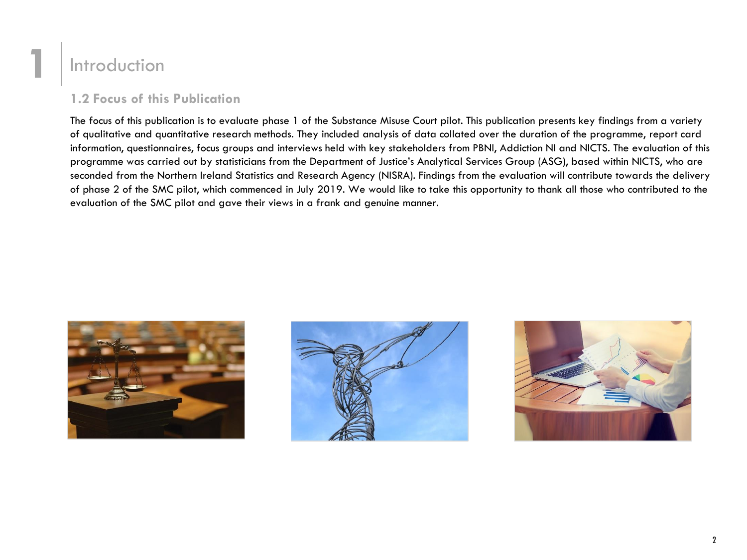# 1 Introduction

## 1.2 Focus of this Publication

The focus of this publication is to evaluate phase 1 of the Substance Misuse Court pilot. This publication presents key findings from a variety of qualitative and quantitative research methods. They included analysis of data collated over the duration of the programme, report card information, questionnaires, focus groups and interviews held with key stakeholders from PBNI, Addiction NI and NICTS. The evaluation of this programme was carried out by statisticians from the Department of Justice's Analytical Services Group (ASG), based within NICTS, who are seconded from the Northern Ireland Statistics and Research Agency (NISRA). Findings from the evaluation will contribute towards the delivery of phase 2 of the SMC pilot, which commenced in July 2019. We would like to take this opportunity to thank all those who contributed to the evaluation of the SMC pilot and gave their views in a frank and genuine manner.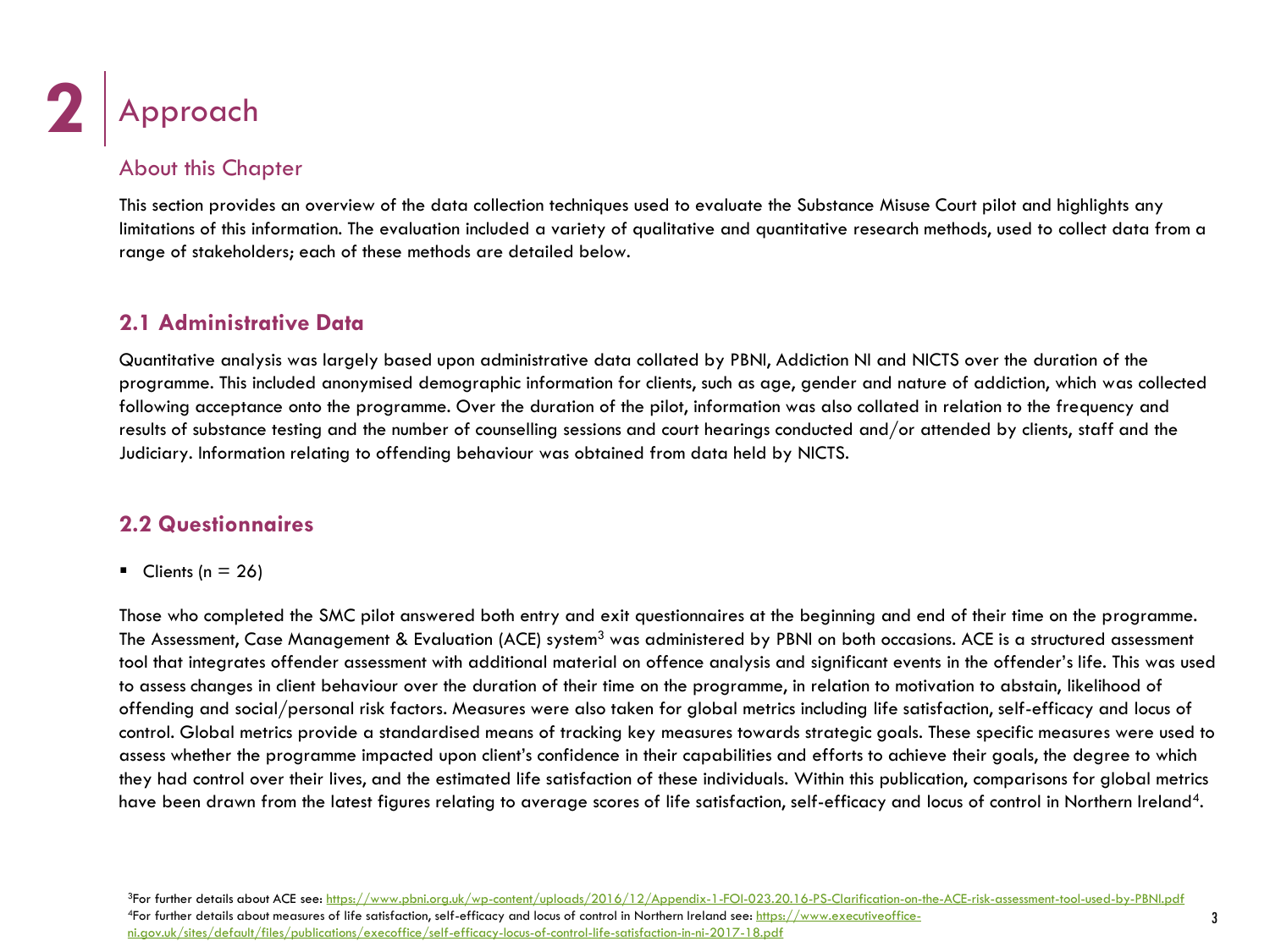# 2 Approach

## About this Chapter

This section provides an overview of the data collection techniques used to evaluate the Substance Misuse Court pilot and highlights any limitations of this information. The evaluation included a variety of qualitative and quantitative research methods, used to collect data from a range of stakeholders; each of these methods are detailed below.

## 2.1 Administrative Data

Quantitative analysis was largely based upon administrative data collated by PBNI, Addiction NI and NICTS over the duration of the programme. This included anonymised demographic information for clients, such as age, gender and nature of addiction, which was collected following acceptance onto the programme. Over the duration of the pilot, information was also collated in relation to the frequency and results of substance testing and the number of counselling sessions and court hearings conducted and/or attended by clients, staff and the Judiciary. Information relating to offending behaviour was obtained from data held by NICTS.

## 2.2 Questionnaires

- Clients (n = 26)

Those who completed the SMC pilot answered both entry and exit questionnaires at the beginning and end of their time on the programme. The Assessment, Case Management & Evaluation (ACE) system[3] was administered by PBNI on both occasions. ACE is a structured assessment tool that integrates offender assessment with additional material on offence analysis and significant events in the offender's life. This was used to assess changes in client behaviour over the duration of their time on the programme, in relation to motivation to abstain, likelihood of offending and social/personal risk factors. Measures were also taken for global metrics including life satisfaction, self-efficacy and locus of control. Global metrics provide a standardised means of tracking key measures towards strategic goals. These specific measures were used to assess whether the programme impacted upon client's confidence in their capabilities and efforts to achieve their goals, the degree to which they had control over their lives, and the estimated life satisfaction of these individuals. Within this publication, comparisons for global metrics have been drawn from the latest figures relating to average scores of life satisfaction, self-efficacy and locus of control in Northern Ireland[4].

[3]For further details about ACE see: https://www.pbni.org.uk/wp-content/uploads/2016/12/Appendix-1-FOI-023.20.16-PS-Clarification-on-the-ACE-risk-assessment-tool-used-by-PBNI.pdf

[4]For further details about measures of life satisfaction, self-efficacy and locus of control in Northern Ireland see: https://www.executiveoffice-ni.gov.uk/sites/default/files/publications/execoffice/self-efficacy-locus-of-control-life-satisfaction-in-ni-2017-18.pdf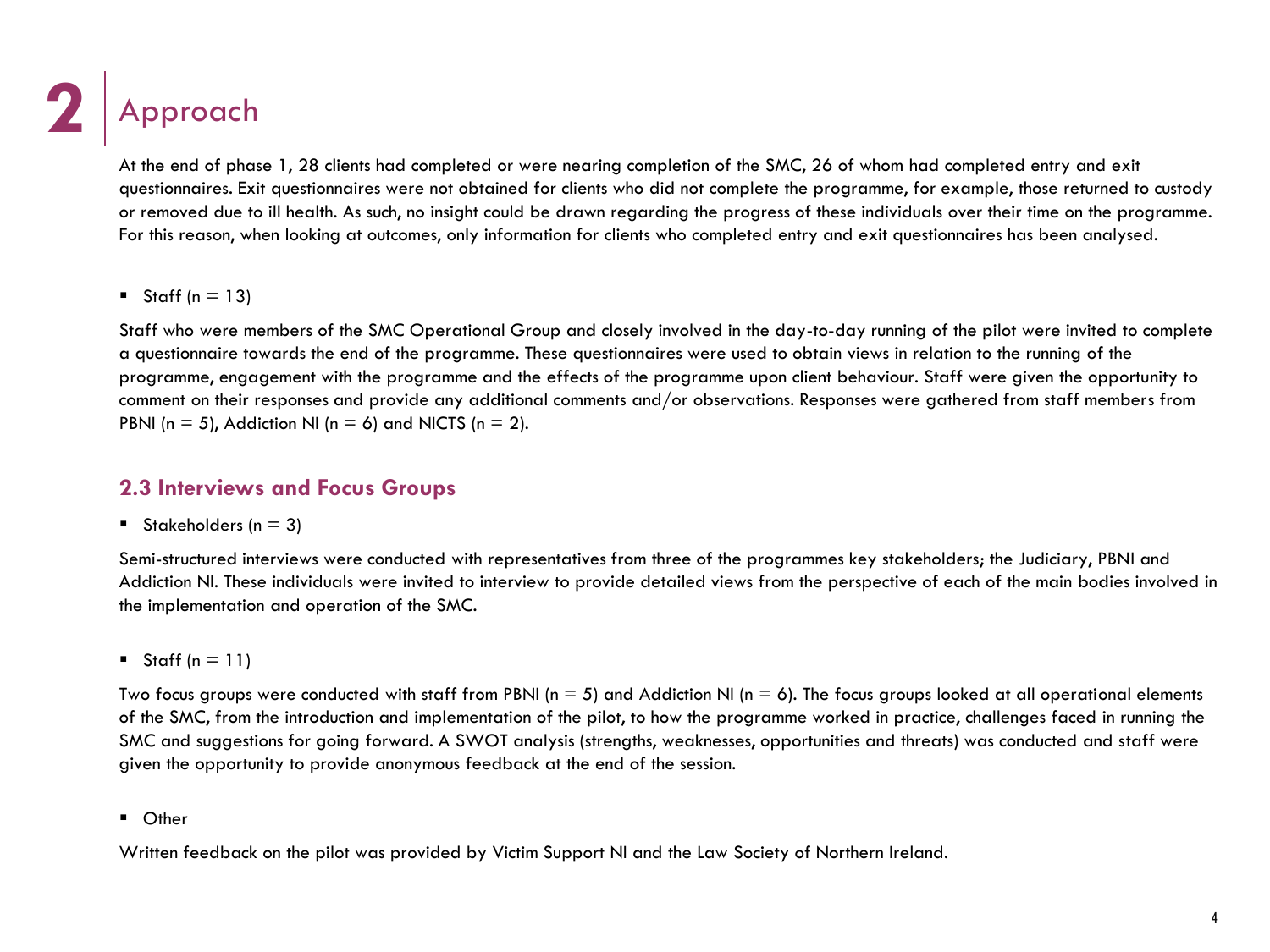# 2 Approach

At the end of phase 1, 28 clients had completed or were nearing completion of the SMC, 26 of whom had completed entry and exit questionnaires. Exit questionnaires were not obtained for clients who did not complete the programme, for example, those returned to custody or removed due to ill health. As such, no insight could be drawn regarding the progress of these individuals over their time on the programme. For this reason, when looking at outcomes, only information for clients who completed entry and exit questionnaires has been analysed.

- Staff (n = 13)

Staff who were members of the SMC Operational Group and closely involved in the day-to-day running of the pilot were invited to complete a questionnaire towards the end of the programme. These questionnaires were used to obtain views in relation to the running of the programme, engagement with the programme and the effects of the programme upon client behaviour. Staff were given the opportunity to comment on their responses and provide any additional comments and/or observations. Responses were gathered from staff members from PBNI (n = 5), Addiction NI (n = 6) and NICTS (n = 2).

## 2.3 Interviews and Focus Groups

- Stakeholders (n = 3)

Semi-structured interviews were conducted with representatives from three of the programmes key stakeholders; the Judiciary, PBNI and Addiction NI. These individuals were invited to interview to provide detailed views from the perspective of each of the main bodies involved in the implementation and operation of the SMC.

- Staff (n = 11)

Two focus groups were conducted with staff from PBNI (n = 5) and Addiction NI (n = 6). The focus groups looked at all operational elements of the SMC, from the introduction and implementation of the pilot, to how the programme worked in practice, challenges faced in running the SMC and suggestions for going forward. A SWOT analysis (strengths, weaknesses, opportunities and threats) was conducted and staff were given the opportunity to provide anonymous feedback at the end of the session.

- Other

Written feedback on the pilot was provided by Victim Support NI and the Law Society of Northern Ireland.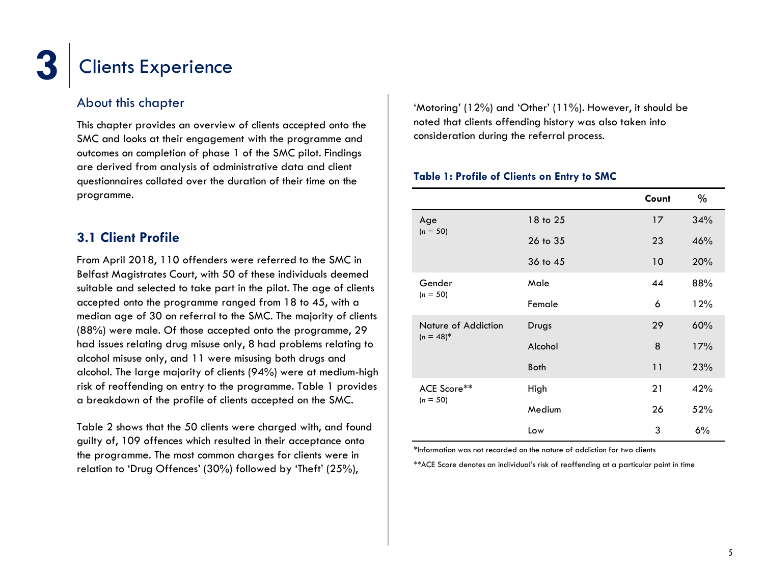# 3 Clients Experience

## About this chapter

This chapter provides an overview of clients accepted onto the SMC and looks at their engagement with the programme and outcomes on completion of phase 1 of the SMC pilot. Findings are derived from analysis of administrative data and client questionnaires collated over the duration of their time on the programme.

### 3.1 Client Profile

From April 2018, 110 offenders were referred to the SMC in Belfast Magistrates Court, with 50 of these individuals deemed suitable and selected to take part in the pilot. The age of clients accepted onto the programme ranged from 18 to 45, with a median age of 30 on referral to the SMC. The majority of clients (88%) were male. Of those accepted onto the programme, 29 had issues relating drug misuse only, 8 had problems relating to alcohol misuse only, and 11 were misusing both drugs and alcohol. The large majority of clients (94%) were at medium-high risk of reoffending on entry to the programme. Table 1 provides a breakdown of the profile of clients accepted on the SMC.

Table 2 shows that the 50 clients were charged with, and found guilty of, 109 offences which resulted in their acceptance onto the programme. The most common charges for clients were in relation to 'Drug Offences' (30%) followed by 'Theft' (25%), 'Motoring' (12%) and 'Other' (11%). However, it should be noted that clients offending history was also taken into consideration during the referral process.

**Table 1: Profile of Clients on Entry to SMC**

| | | Count | % |
|---|---|---|---|
| Age (*n* = 50) | 18 to 25 | 17 | 34% |
| | 26 to 35 | 23 | 46% |
| | 36 to 45 | 10 | 20% |
| Gender (*n* = 50) | Male | 44 | 88% |
| | Female | 6 | 12% |
| Nature of Addiction (*n* = 48)* | Drugs | 29 | 60% |
| | Alcohol | 8 | 17% |
| | Both | 11 | 23% |
| ACE Score** (*n* = 50) | High | 21 | 42% |
| | Medium | 26 | 52% |
| | Low | 3 | 6% |

*Information was not recorded on the nature of addiction for two clients

**ACE Score denotes an individual's risk of reoffending at a particular point in time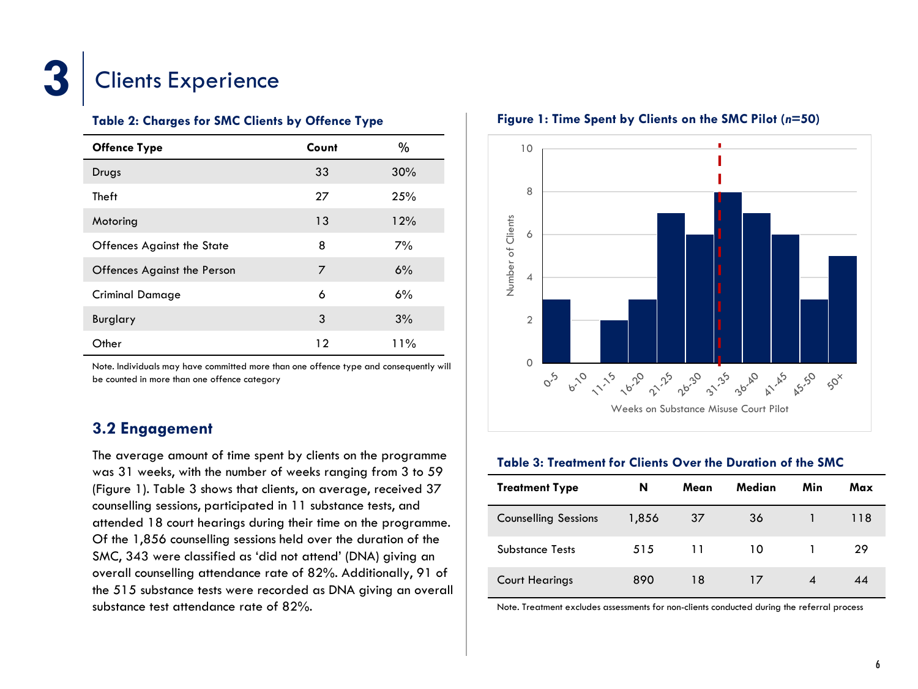# 3 Clients Experience

**Table 2: Charges for SMC Clients by Offence Type**

| Offence Type | Count | % |
|---|---|---|
| Drugs | 33 | 30% |
| Theft | 27 | 25% |
| Motoring | 13 | 12% |
| Offences Against the State | 8 | 7% |
| Offences Against the Person | 7 | 6% |
| Criminal Damage | 6 | 6% |
| Burglary | 3 | 3% |
| Other | 12 | 11% |

Note. Individuals may have committed more than one offence type and consequently will be counted in more than one offence category

## 3.2 Engagement

The average amount of time spent by clients on the programme was 31 weeks, with the number of weeks ranging from 3 to 59 (Figure 1). Table 3 shows that clients, on average, received 37 counselling sessions, participated in 11 substance tests, and attended 18 court hearings during their time on the programme. Of the 1,856 counselling sessions held over the duration of the SMC, 343 were classified as 'did not attend' (DNA) giving an overall counselling attendance rate of 82%. Additionally, 91 of the 515 substance tests were recorded as DNA giving an overall substance test attendance rate of 82%.

**Figure 1: Time Spent by Clients on the SMC Pilot (*n*=50)**

| Weeks on Substance Misuse Court Pilot | Number of Clients |
|---|---|
| 0-5 | 3 |
| 6-10 | 0 |
| 11-15 | 2 |
| 16-20 | 3 |
| 21-25 | 7 |
| 26-30 | 6 |
| 31-35 | 8 |
| 36-40 | 7 |
| 41-45 | 6 |
| 45-50 | 3 |
| 50+ | 5 |

**Table 3: Treatment for Clients Over the Duration of the SMC**

| Treatment Type | N | Mean | Median | Min | Max |
|---|---|---|---|---|---|
| Counselling Sessions | 1,856 | 37 | 36 | 1 | 118 |
| Substance Tests | 515 | 11 | 10 | 1 | 29 |
| Court Hearings | 890 | 18 | 17 | 4 | 44 |

Note. Treatment excludes assessments for non-clients conducted during the referral process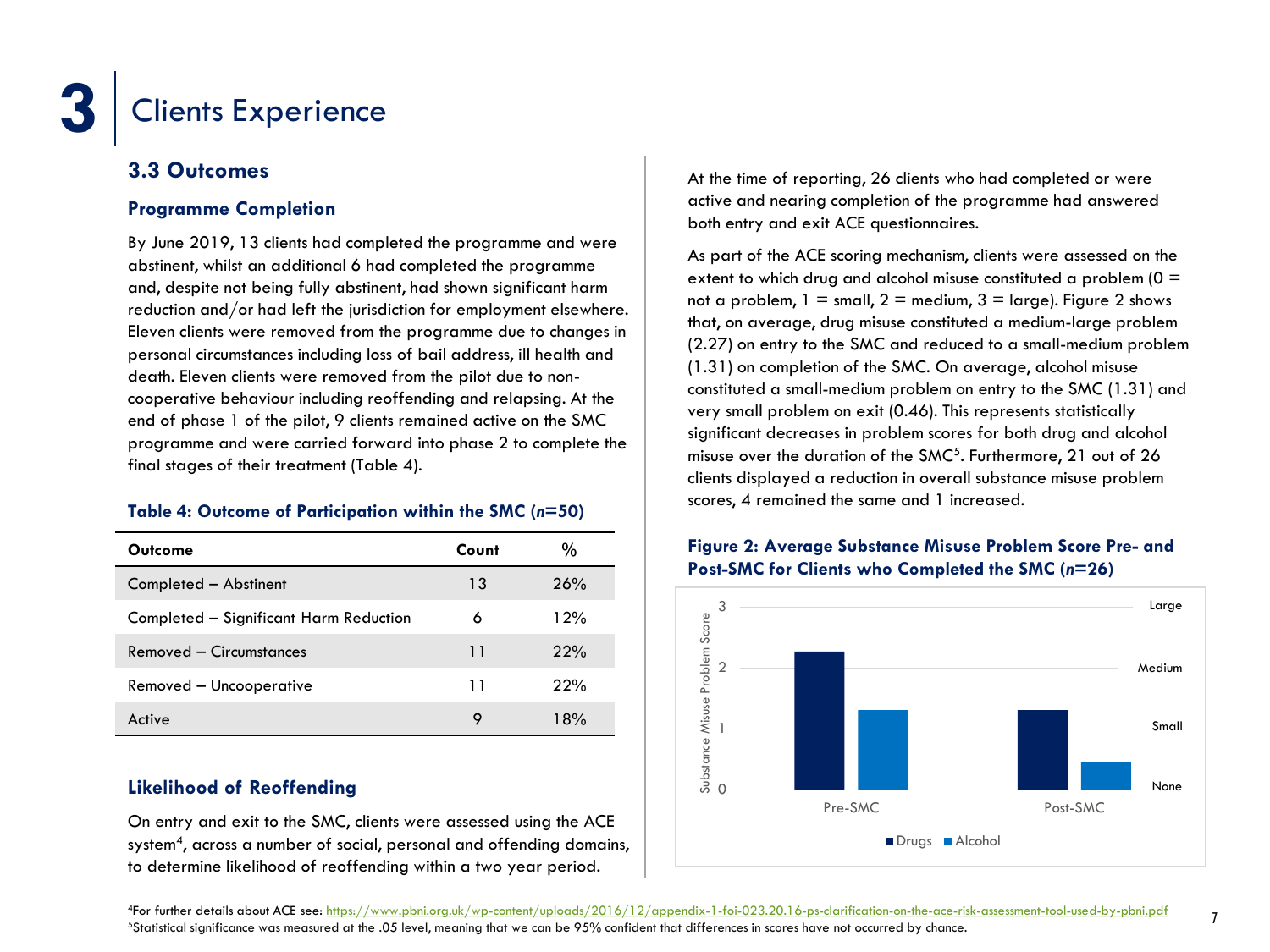# 3 Clients Experience

## 3.3 Outcomes

### Programme Completion

By June 2019, 13 clients had completed the programme and were abstinent, whilst an additional 6 had completed the programme and, despite not being fully abstinent, had shown significant harm reduction and/or had left the jurisdiction for employment elsewhere. Eleven clients were removed from the programme due to changes in personal circumstances including loss of bail address, ill health and death. Eleven clients were removed from the pilot due to non-cooperative behaviour including reoffending and relapsing. At the end of phase 1 of the pilot, 9 clients remained active on the SMC programme and were carried forward into phase 2 to complete the final stages of their treatment (Table 4).

**Table 4: Outcome of Participation within the SMC (*n*=50)**

| Outcome | Count | % |
|---|---|---|
| Completed – Abstinent | 13 | 26% |
| Completed – Significant Harm Reduction | 6 | 12% |
| Removed – Circumstances | 11 | 22% |
| Removed – Uncooperative | 11 | 22% |
| Active | 9 | 18% |

### Likelihood of Reoffending

On entry and exit to the SMC, clients were assessed using the ACE system[4], across a number of social, personal and offending domains, to determine likelihood of reoffending within a two year period.

At the time of reporting, 26 clients who had completed or were active and nearing completion of the programme had answered both entry and exit ACE questionnaires.

As part of the ACE scoring mechanism, clients were assessed on the extent to which drug and alcohol misuse constituted a problem (0 = not a problem, 1 = small, 2 = medium, 3 = large). Figure 2 shows that, on average, drug misuse constituted a medium-large problem (2.27) on entry to the SMC and reduced to a small-medium problem (1.31) on completion of the SMC. On average, alcohol misuse constituted a small-medium problem on entry to the SMC (1.31) and very small problem on exit (0.46). This represents statistically significant decreases in problem scores for both drug and alcohol misuse over the duration of the SMC[5]. Furthermore, 21 out of 26 clients displayed a reduction in overall substance misuse problem scores, 4 remained the same and 1 increased.

**Figure 2: Average Substance Misuse Problem Score Pre- and Post-SMC for Clients who Completed the SMC (*n*=26)**

| | Drugs | Alcohol |
|---|---|---|
| Pre-SMC | 2.27 | 1.31 |
| Post-SMC | 1.31 | 0.46 |

Y-axis: Substance Misuse Problem Score (0 = None, 1 = Small, 2 = Medium, 3 = Large)

[4] For further details about ACE see: https://www.pbni.org.uk/wp-content/uploads/2016/12/appendix-1-foi-023.20.16-ps-clarification-on-the-ace-risk-assessment-tool-used-by-pbni.pdf

[5] Statistical significance was measured at the .05 level, meaning that we can be 95% confident that differences in scores have not occurred by chance.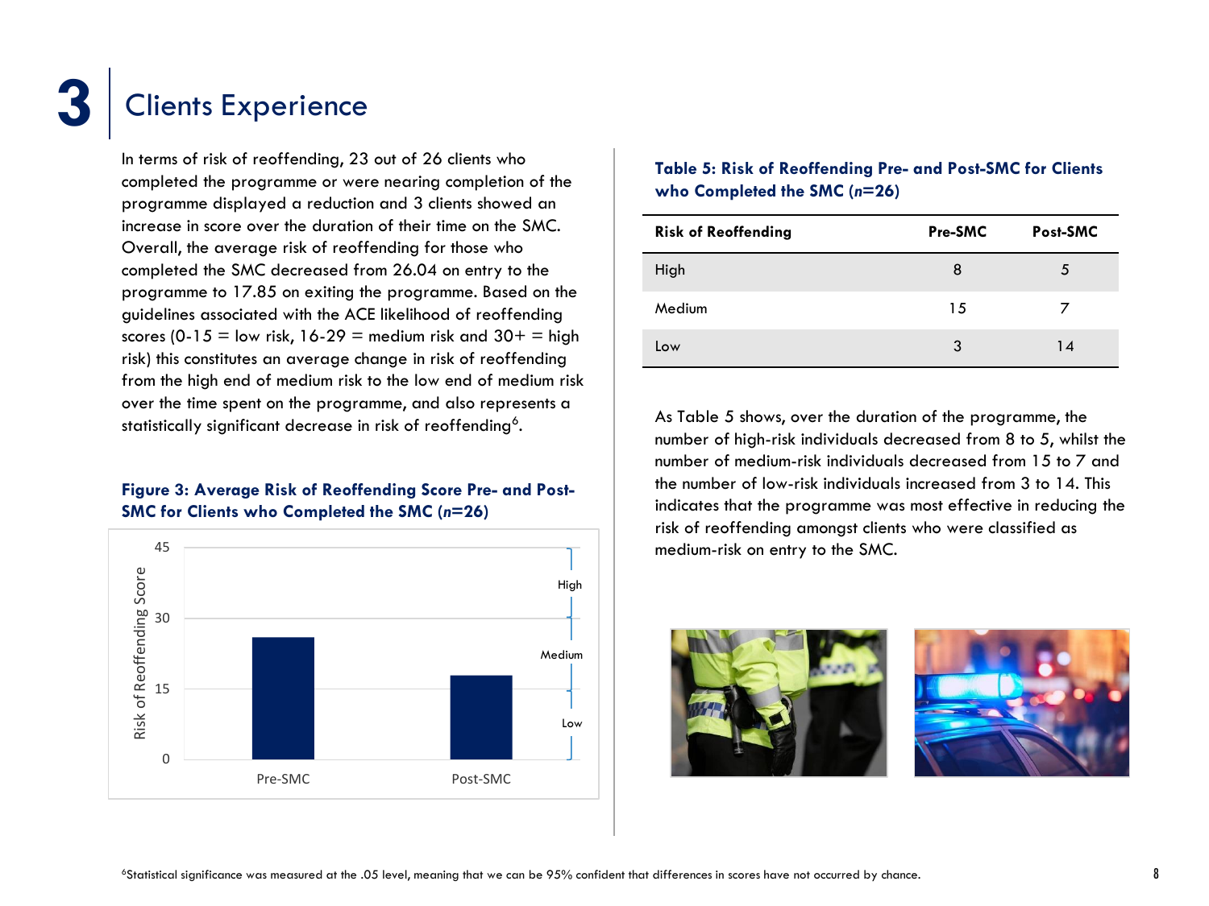# 3 Clients Experience

In terms of risk of reoffending, 23 out of 26 clients who completed the programme or were nearing completion of the programme displayed a reduction and 3 clients showed an increase in score over the duration of their time on the SMC. Overall, the average risk of reoffending for those who completed the SMC decreased from 26.04 on entry to the programme to 17.85 on exiting the programme. Based on the guidelines associated with the ACE likelihood of reoffending scores (0-15 = low risk, 16-29 = medium risk and 30+ = high risk) this constitutes an average change in risk of reoffending from the high end of medium risk to the low end of medium risk over the time spent on the programme, and also represents a statistically significant decrease in risk of reoffending[6].

**Figure 3: Average Risk of Reoffending Score Pre- and Post-SMC for Clients who Completed the SMC (*n*=26)**

**Table 5: Risk of Reoffending Pre- and Post-SMC for Clients who Completed the SMC (*n*=26)**

| Risk of Reoffending | Pre-SMC | Post-SMC |
| --- | --- | --- |
| High | 8 | 5 |
| Medium | 15 | 7 |
| Low | 3 | 14 |

As Table 5 shows, over the duration of the programme, the number of high-risk individuals decreased from 8 to 5, whilst the number of medium-risk individuals decreased from 15 to 7 and the number of low-risk individuals increased from 3 to 14. This indicates that the programme was most effective in reducing the risk of reoffending amongst clients who were classified as medium-risk on entry to the SMC.

[6]Statistical significance was measured at the .05 level, meaning that we can be 95% confident that differences in scores have not occurred by chance.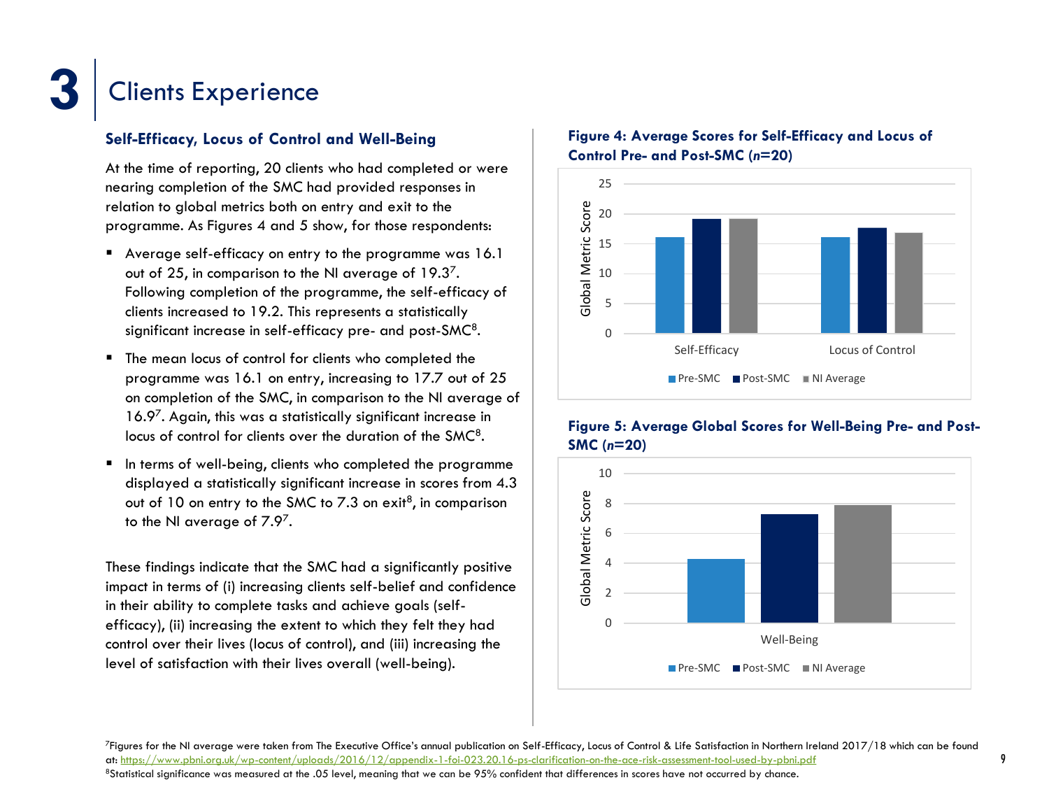# 3 Clients Experience

### Self-Efficacy, Locus of Control and Well-Being

At the time of reporting, 20 clients who had completed or were nearing completion of the SMC had provided responses in relation to global metrics both on entry and exit to the programme. As Figures 4 and 5 show, for those respondents:

- Average self-efficacy on entry to the programme was 16.1 out of 25, in comparison to the NI average of 19.3[7]. Following completion of the programme, the self-efficacy of clients increased to 19.2. This represents a statistically significant increase in self-efficacy pre- and post-SMC[8].
- The mean locus of control for clients who completed the programme was 16.1 on entry, increasing to 17.7 out of 25 on completion of the SMC, in comparison to the NI average of 16.9[7]. Again, this was a statistically significant increase in locus of control for clients over the duration of the SMC[8].
- In terms of well-being, clients who completed the programme displayed a statistically significant increase in scores from 4.3 out of 10 on entry to the SMC to 7.3 on exit[8], in comparison to the NI average of 7.9[7].

These findings indicate that the SMC had a significantly positive impact in terms of (i) increasing clients self-belief and confidence in their ability to complete tasks and achieve goals (self-efficacy), (ii) increasing the extent to which they felt they had control over their lives (locus of control), and (iii) increasing the level of satisfaction with their lives overall (well-being).

**Figure 4: Average Scores for Self-Efficacy and Locus of Control Pre- and Post-SMC (*n*=20)**

| | Pre-SMC | Post-SMC | NI Average |
|---|---|---|---|
| Self-Efficacy | 16.1 | 19.2 | 19.3 |
| Locus of Control | 16.1 | 17.7 | 16.9 |

**Figure 5: Average Global Scores for Well-Being Pre- and Post-SMC (*n*=20)**

| | Pre-SMC | Post-SMC | NI Average |
|---|---|---|---|
| Well-Being | 4.3 | 7.3 | 7.9 |

[7]Figures for the NI average were taken from The Executive Office's annual publication on Self-Efficacy, Locus of Control & Life Satisfaction in Northern Ireland 2017/18 which can be found at: https://www.pbni.org.uk/wp-content/uploads/2016/12/appendix-1-foi-023.20.16-ps-clarification-on-the-ace-risk-assessment-tool-used-by-pbni.pdf

[8]Statistical significance was measured at the .05 level, meaning that we can be 95% confident that differences in scores have not occurred by chance.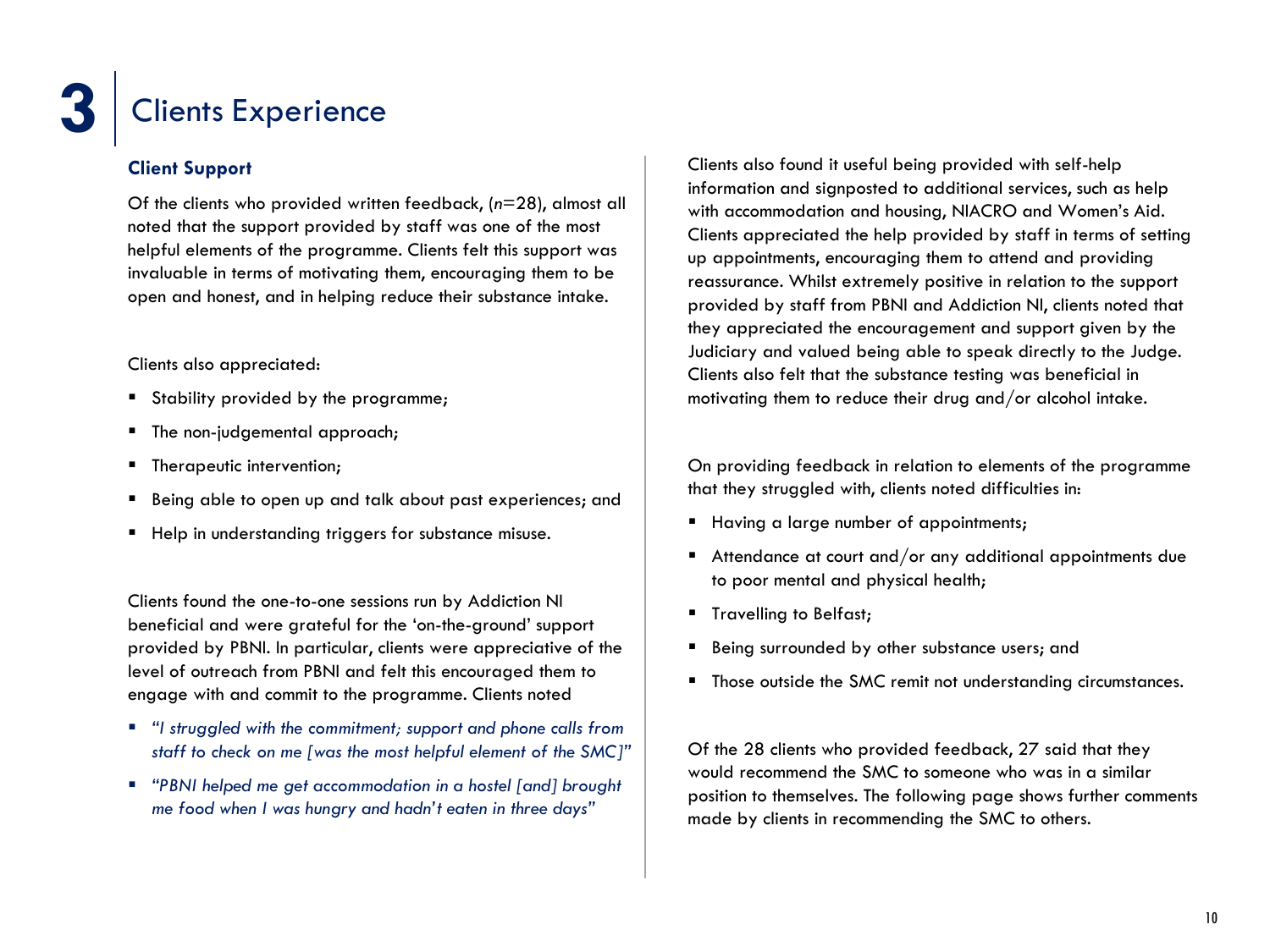# 3 Clients Experience

### Client Support

Of the clients who provided written feedback, ($n$=28), almost all noted that the support provided by staff was one of the most helpful elements of the programme. Clients felt this support was invaluable in terms of motivating them, encouraging them to be open and honest, and in helping reduce their substance intake.

Clients also appreciated:

- Stability provided by the programme;
- The non-judgemental approach;
- Therapeutic intervention;
- Being able to open up and talk about past experiences; and
- Help in understanding triggers for substance misuse.

Clients found the one-to-one sessions run by Addiction NI beneficial and were grateful for the 'on-the-ground' support provided by PBNI. In particular, clients were appreciative of the level of outreach from PBNI and felt this encouraged them to engage with and commit to the programme. Clients noted

- *"I struggled with the commitment; support and phone calls from staff to check on me [was the most helpful element of the SMC]"*
- *"PBNI helped me get accommodation in a hostel [and] brought me food when I was hungry and hadn't eaten in three days"*

Clients also found it useful being provided with self-help information and signposted to additional services, such as help with accommodation and housing, NIACRO and Women's Aid. Clients appreciated the help provided by staff in terms of setting up appointments, encouraging them to attend and providing reassurance. Whilst extremely positive in relation to the support provided by staff from PBNI and Addiction NI, clients noted that they appreciated the encouragement and support given by the Judiciary and valued being able to speak directly to the Judge. Clients also felt that the substance testing was beneficial in motivating them to reduce their drug and/or alcohol intake.

On providing feedback in relation to elements of the programme that they struggled with, clients noted difficulties in:

- Having a large number of appointments;
- Attendance at court and/or any additional appointments due to poor mental and physical health;
- Travelling to Belfast;
- Being surrounded by other substance users; and
- Those outside the SMC remit not understanding circumstances.

Of the 28 clients who provided feedback, 27 said that they would recommend the SMC to someone who was in a similar position to themselves. The following page shows further comments made by clients in recommending the SMC to others.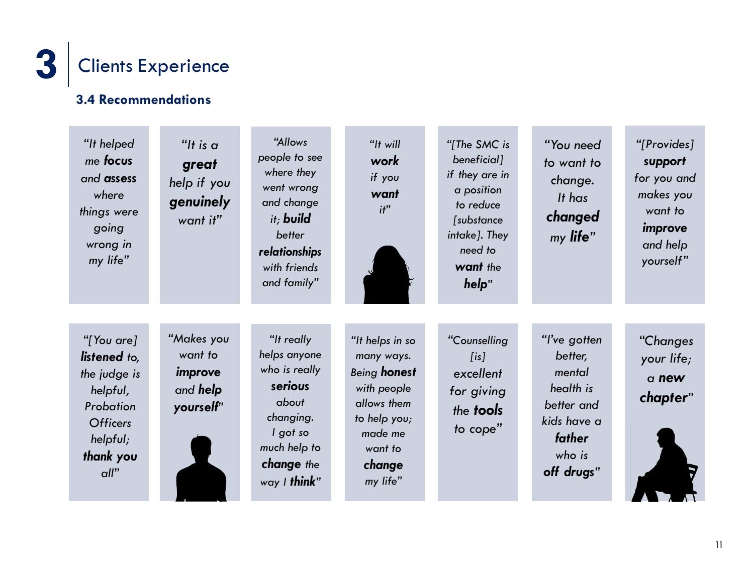# 3 Clients Experience

### 3.4 Recommendations

*"It helped me **focus** and **assess** where things were going wrong in my life"*

*"It is a **great** help if you **genuinely** want it"*

*"Allows people to see where they went wrong and change it; **build** better **relationships** with friends and family"*

*"It will **work** if you **want** it"*

*"[The SMC is beneficial] if they are in a position to reduce [substance intake]. They need to **want** the **help**"*

*"You need to want to change. It has **changed** my **life**"*

*"[Provides] **support** for you and makes you want to **improve** and help yourself"*

*"[You are] **listened** to, the judge is helpful, Probation Officers helpful; **thank you** all"*

*"Makes you want to **improve** and **help yourself**"*

*"It really helps anyone who is really **serious** about changing. I got so much help to **change** the way I **think**"*

*"It helps in so many ways. Being **honest** with people allows them to help you; made me want to **change** my life"*

*"Counselling [is] excellent for giving the **tools** to cope"*

*"I've gotten better, mental health is better and kids have a **father** who is **off drugs**"*

*"Changes your life; a **new chapter**"*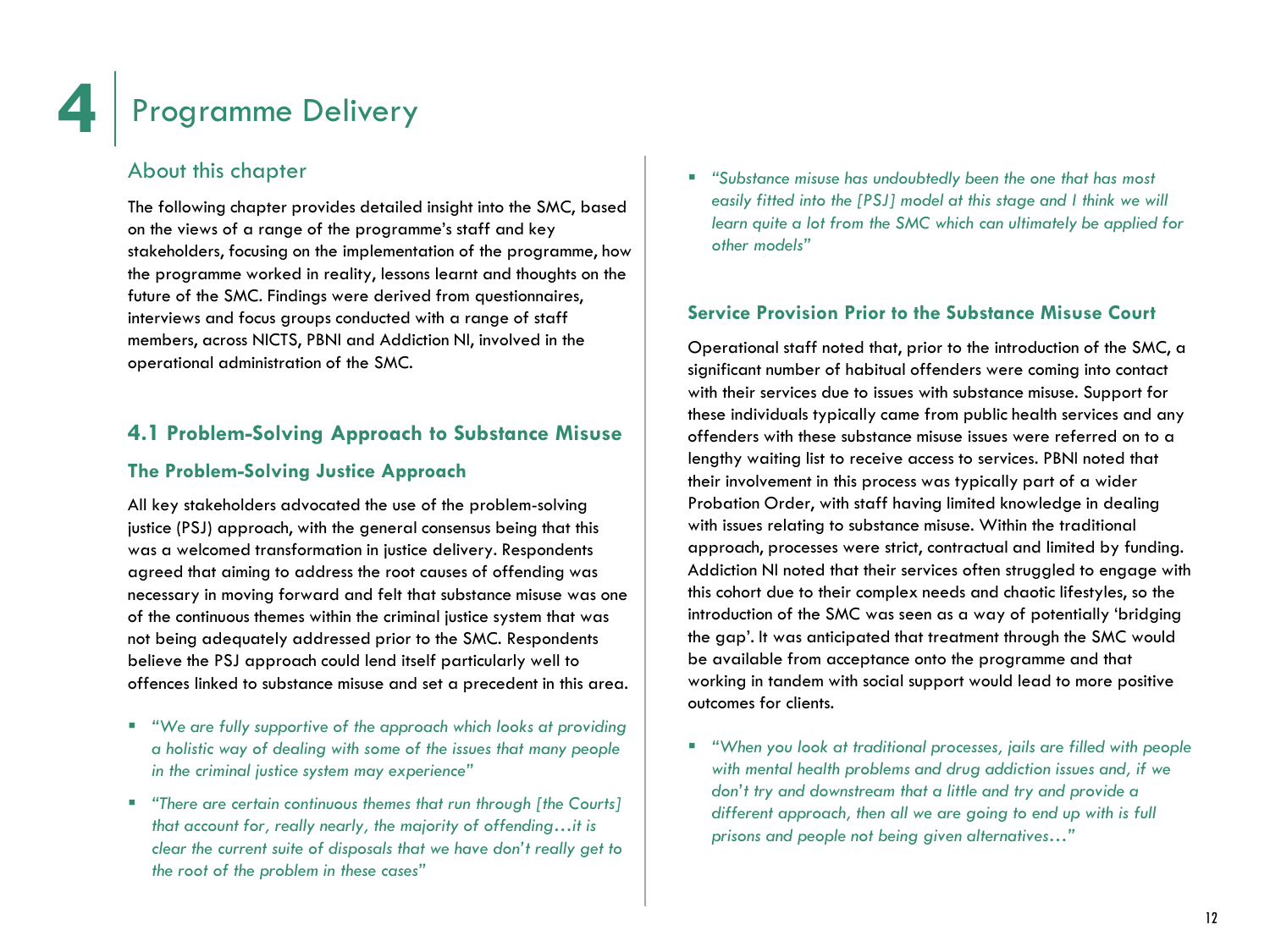# 4 Programme Delivery

## About this chapter

The following chapter provides detailed insight into the SMC, based on the views of a range of the programme's staff and key stakeholders, focusing on the implementation of the programme, how the programme worked in reality, lessons learnt and thoughts on the future of the SMC. Findings were derived from questionnaires, interviews and focus groups conducted with a range of staff members, across NICTS, PBNI and Addiction NI, involved in the operational administration of the SMC.

## 4.1 Problem-Solving Approach to Substance Misuse

### The Problem-Solving Justice Approach

All key stakeholders advocated the use of the problem-solving justice (PSJ) approach, with the general consensus being that this was a welcomed transformation in justice delivery. Respondents agreed that aiming to address the root causes of offending was necessary in moving forward and felt that substance misuse was one of the continuous themes within the criminal justice system that was not being adequately addressed prior to the SMC. Respondents believe the PSJ approach could lend itself particularly well to offences linked to substance misuse and set a precedent in this area.

- *"We are fully supportive of the approach which looks at providing a holistic way of dealing with some of the issues that many people in the criminal justice system may experience"*
- *"There are certain continuous themes that run through [the Courts] that account for, really nearly, the majority of offending…it is clear the current suite of disposals that we have don't really get to the root of the problem in these cases"*
- *"Substance misuse has undoubtedly been the one that has most easily fitted into the [PSJ] model at this stage and I think we will learn quite a lot from the SMC which can ultimately be applied for other models"*

### Service Provision Prior to the Substance Misuse Court

Operational staff noted that, prior to the introduction of the SMC, a significant number of habitual offenders were coming into contact with their services due to issues with substance misuse. Support for these individuals typically came from public health services and any offenders with these substance misuse issues were referred on to a lengthy waiting list to receive access to services. PBNI noted that their involvement in this process was typically part of a wider Probation Order, with staff having limited knowledge in dealing with issues relating to substance misuse. Within the traditional approach, processes were strict, contractual and limited by funding. Addiction NI noted that their services often struggled to engage with this cohort due to their complex needs and chaotic lifestyles, so the introduction of the SMC was seen as a way of potentially 'bridging the gap'. It was anticipated that treatment through the SMC would be available from acceptance onto the programme and that working in tandem with social support would lead to more positive outcomes for clients.

- *"When you look at traditional processes, jails are filled with people with mental health problems and drug addiction issues and, if we don't try and downstream that a little and try and provide a different approach, then all we are going to end up with is full prisons and people not being given alternatives…"*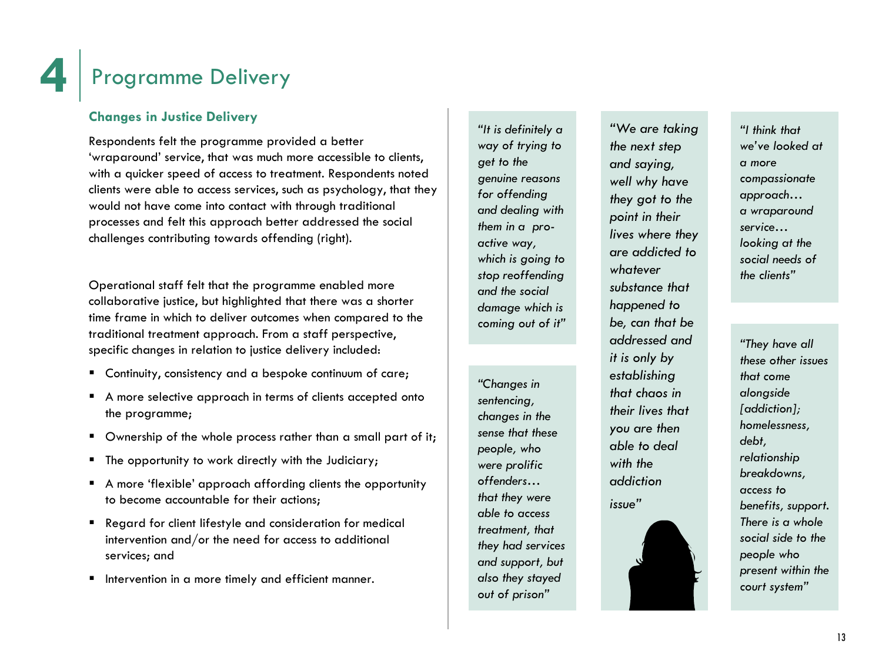# 4 Programme Delivery

### Changes in Justice Delivery

Respondents felt the programme provided a better 'wraparound' service, that was much more accessible to clients, with a quicker speed of access to treatment. Respondents noted clients were able to access services, such as psychology, that they would not have come into contact with through traditional processes and felt this approach better addressed the social challenges contributing towards offending (right).

Operational staff felt that the programme enabled more collaborative justice, but highlighted that there was a shorter time frame in which to deliver outcomes when compared to the traditional treatment approach. From a staff perspective, specific changes in relation to justice delivery included:

- Continuity, consistency and a bespoke continuum of care;
- A more selective approach in terms of clients accepted onto the programme;
- Ownership of the whole process rather than a small part of it;
- The opportunity to work directly with the Judiciary;
- A more 'flexible' approach affording clients the opportunity to become accountable for their actions;
- Regard for client lifestyle and consideration for medical intervention and/or the need for access to additional services; and
- Intervention in a more timely and efficient manner.

*"It is definitely a way of trying to get to the genuine reasons for offending and dealing with them in a pro-active way, which is going to stop reoffending and the social damage which is coming out of it"*

*"Changes in sentencing, changes in the sense that these people, who were prolific offenders… that they were able to access treatment, that they had services and support, but also they stayed out of prison"*

*"We are taking the next step and saying, well why have they got to the point in their lives where they are addicted to whatever substance that happened to be, can that be addressed and it is only by establishing that chaos in their lives that you are then able to deal with the addiction issue"*

*"I think that we've looked at a more compassionate approach… a wraparound service… looking at the social needs of the clients"*

*"They have all these other issues that come alongside [addiction]; homelessness, debt, relationship breakdowns, access to benefits, support. There is a whole social side to the people who present within the court system"*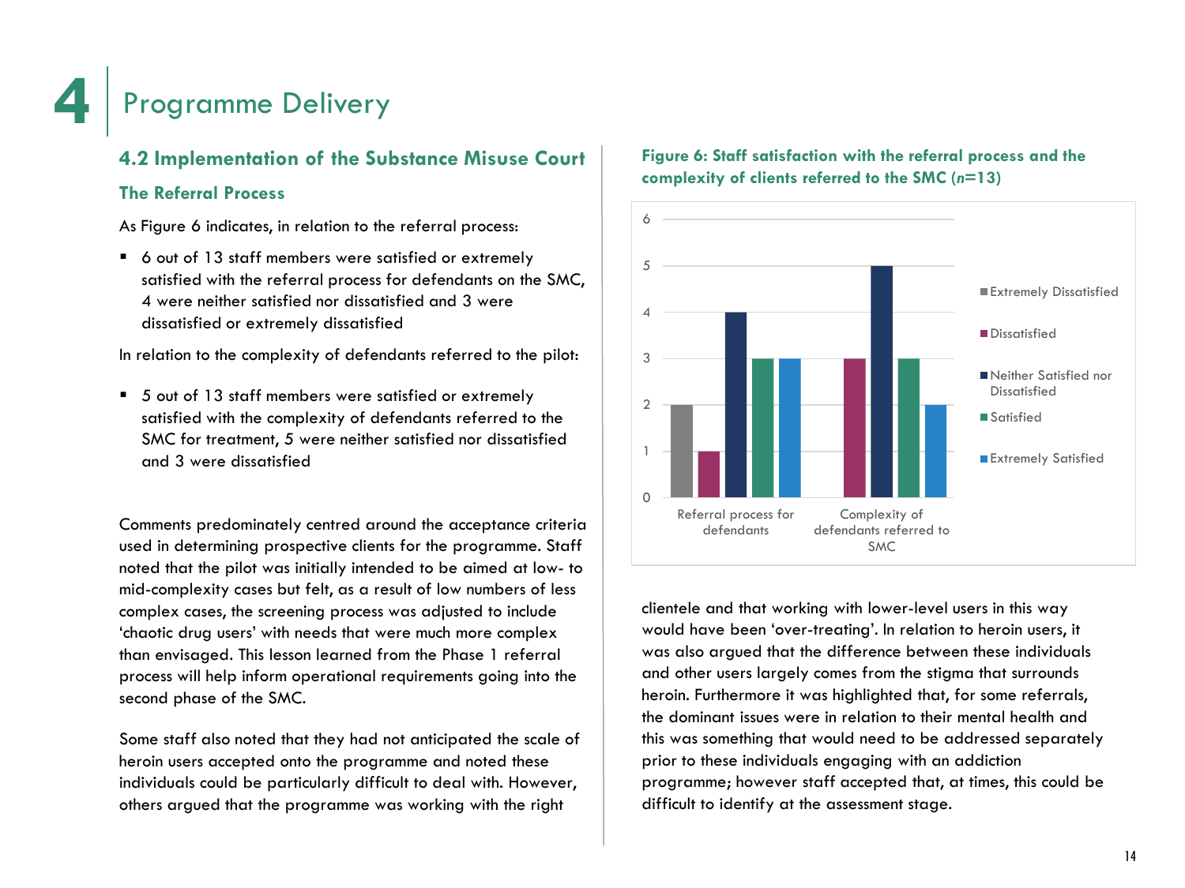# 4 Programme Delivery

## 4.2 Implementation of the Substance Misuse Court

### The Referral Process

As Figure 6 indicates, in relation to the referral process:

- 6 out of 13 staff members were satisfied or extremely satisfied with the referral process for defendants on the SMC, 4 were neither satisfied nor dissatisfied and 3 were dissatisfied or extremely dissatisfied

In relation to the complexity of defendants referred to the pilot:

- 5 out of 13 staff members were satisfied or extremely satisfied with the complexity of defendants referred to the SMC for treatment, 5 were neither satisfied nor dissatisfied and 3 were dissatisfied

Comments predominately centred around the acceptance criteria used in determining prospective clients for the programme. Staff noted that the pilot was initially intended to be aimed at low- to mid-complexity cases but felt, as a result of low numbers of less complex cases, the screening process was adjusted to include 'chaotic drug users' with needs that were much more complex than envisaged. This lesson learned from the Phase 1 referral process will help inform operational requirements going into the second phase of the SMC.

Some staff also noted that they had not anticipated the scale of heroin users accepted onto the programme and noted these individuals could be particularly difficult to deal with. However, others argued that the programme was working with the right clientele and that working with lower-level users in this way would have been 'over-treating'. In relation to heroin users, it was also argued that the difference between these individuals and other users largely comes from the stigma that surrounds heroin. Furthermore it was highlighted that, for some referrals, the dominant issues were in relation to their mental health and this was something that would need to be addressed separately prior to these individuals engaging with an addiction programme; however staff accepted that, at times, this could be difficult to identify at the assessment stage.

**Figure 6: Staff satisfaction with the referral process and the complexity of clients referred to the SMC (*n*=13)**

| | Extremely Dissatisfied | Dissatisfied | Neither Satisfied nor Dissatisfied | Satisfied | Extremely Satisfied |
|---|---|---|---|---|---|
| Referral process for defendants | 2 | 1 | 4 | 3 | 3 |
| Complexity of defendants referred to SMC | 0 | 3 | 5 | 3 | 2 |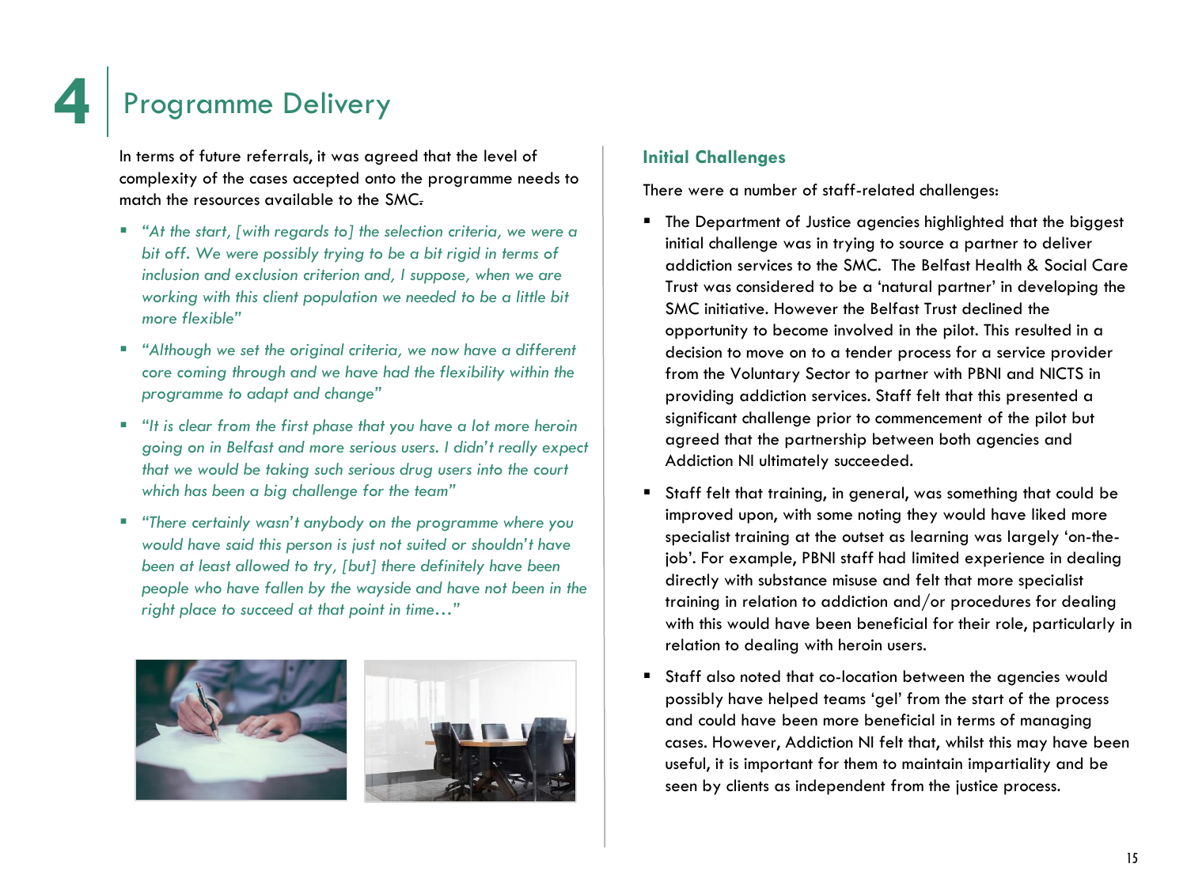# 4 Programme Delivery

In terms of future referrals, it was agreed that the level of complexity of the cases accepted onto the programme needs to match the resources available to the SMC.

- *"At the start, [with regards to] the selection criteria, we were a bit off. We were possibly trying to be a bit rigid in terms of inclusion and exclusion criterion and, I suppose, when we are working with this client population we needed to be a little bit more flexible"*
- *"Although we set the original criteria, we now have a different core coming through and we have had the flexibility within the programme to adapt and change"*
- *"It is clear from the first phase that you have a lot more heroin going on in Belfast and more serious users. I didn't really expect that we would be taking such serious drug users into the court which has been a big challenge for the team"*
- *"There certainly wasn't anybody on the programme where you would have said this person is just not suited or shouldn't have been at least allowed to try, [but] there definitely have been people who have fallen by the wayside and have not been in the right place to succeed at that point in time…"*

### Initial Challenges

There were a number of staff-related challenges:

- The Department of Justice agencies highlighted that the biggest initial challenge was in trying to source a partner to deliver addiction services to the SMC. The Belfast Health & Social Care Trust was considered to be a 'natural partner' in developing the SMC initiative. However the Belfast Trust declined the opportunity to become involved in the pilot. This resulted in a decision to move on to a tender process for a service provider from the Voluntary Sector to partner with PBNI and NICTS in providing addiction services. Staff felt that this presented a significant challenge prior to commencement of the pilot but agreed that the partnership between both agencies and Addiction NI ultimately succeeded.
- Staff felt that training, in general, was something that could be improved upon, with some noting they would have liked more specialist training at the outset as learning was largely 'on-the-job'. For example, PBNI staff had limited experience in dealing directly with substance misuse and felt that more specialist training in relation to addiction and/or procedures for dealing with this would have been beneficial for their role, particularly in relation to dealing with heroin users.
- Staff also noted that co-location between the agencies would possibly have helped teams 'gel' from the start of the process and could have been more beneficial in terms of managing cases. However, Addiction NI felt that, whilst this may have been useful, it is important for them to maintain impartiality and be seen by clients as independent from the justice process.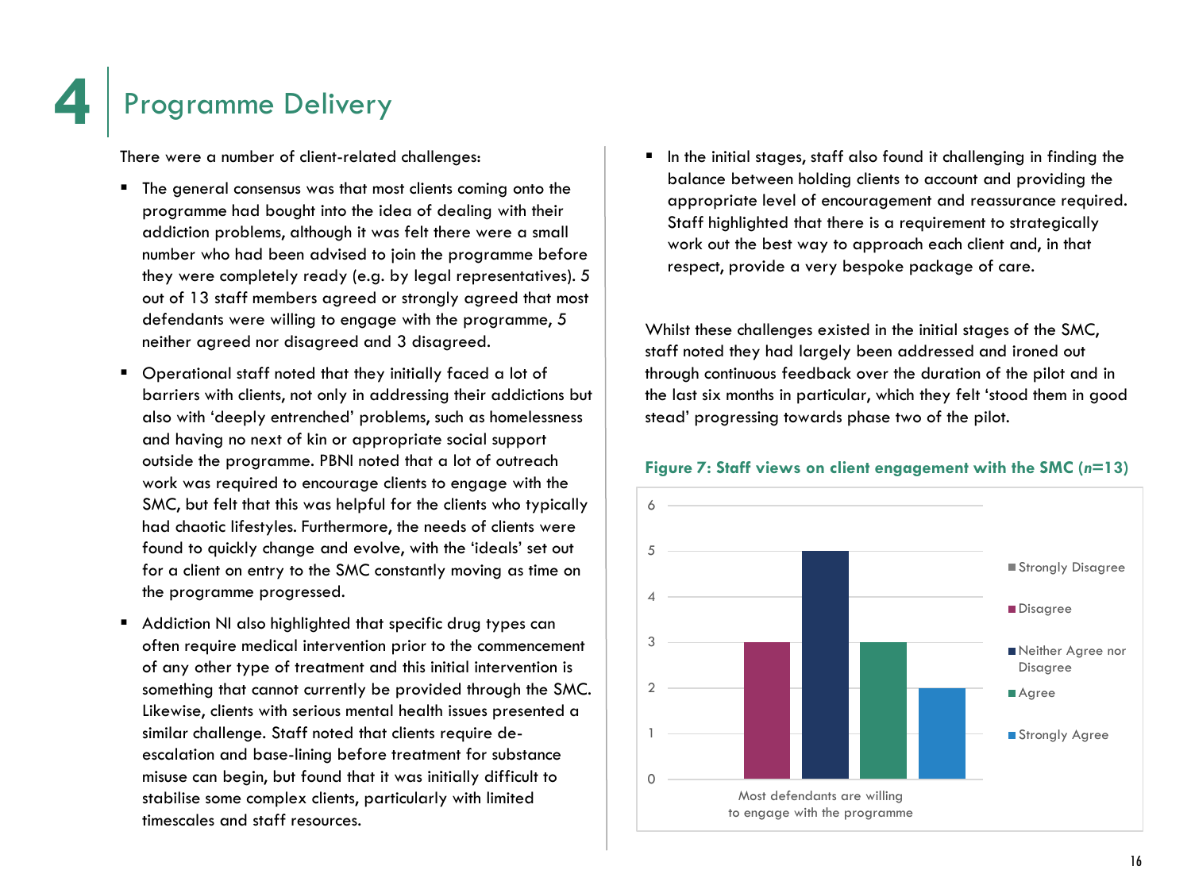# 4 Programme Delivery

There were a number of client-related challenges:

- The general consensus was that most clients coming onto the programme had bought into the idea of dealing with their addiction problems, although it was felt there were a small number who had been advised to join the programme before they were completely ready (e.g. by legal representatives). 5 out of 13 staff members agreed or strongly agreed that most defendants were willing to engage with the programme, 5 neither agreed nor disagreed and 3 disagreed.
- Operational staff noted that they initially faced a lot of barriers with clients, not only in addressing their addictions but also with 'deeply entrenched' problems, such as homelessness and having no next of kin or appropriate social support outside the programme. PBNI noted that a lot of outreach work was required to encourage clients to engage with the SMC, but felt that this was helpful for the clients who typically had chaotic lifestyles. Furthermore, the needs of clients were found to quickly change and evolve, with the 'ideals' set out for a client on entry to the SMC constantly moving as time on the programme progressed.
- Addiction NI also highlighted that specific drug types can often require medical intervention prior to the commencement of any other type of treatment and this initial intervention is something that cannot currently be provided through the SMC. Likewise, clients with serious mental health issues presented a similar challenge. Staff noted that clients require de-escalation and base-lining before treatment for substance misuse can begin, but found that it was initially difficult to stabilise some complex clients, particularly with limited timescales and staff resources.
- In the initial stages, staff also found it challenging in finding the balance between holding clients to account and providing the appropriate level of encouragement and reassurance required. Staff highlighted that there is a requirement to strategically work out the best way to approach each client and, in that respect, provide a very bespoke package of care.

Whilst these challenges existed in the initial stages of the SMC, staff noted they had largely been addressed and ironed out through continuous feedback over the duration of the pilot and in the last six months in particular, which they felt 'stood them in good stead' progressing towards phase two of the pilot.

**Figure 7: Staff views on client engagement with the SMC (*n*=13)**

| Most defendants are willing to engage with the programme | |
|---|---|
| Strongly Disagree | 0 |
| Disagree | 3 |
| Neither Agree nor Disagree | 5 |
| Agree | 3 |
| Strongly Agree | 2 |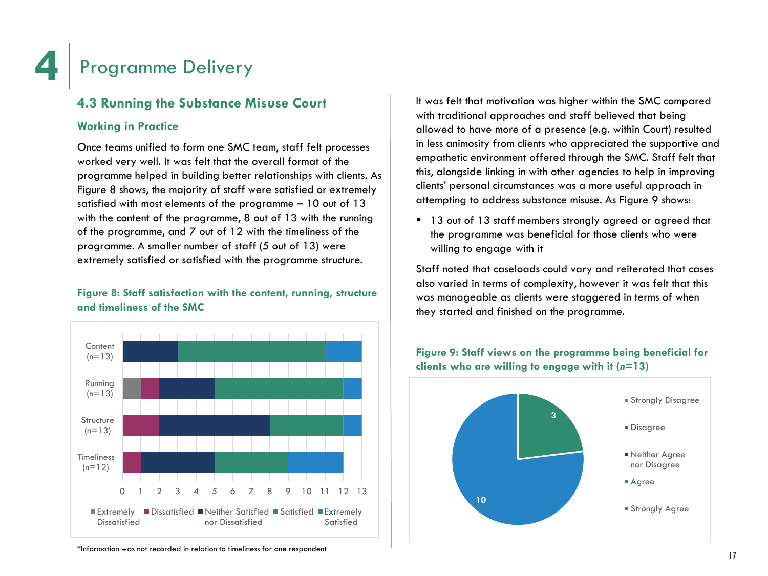# 4 Programme Delivery

## 4.3 Running the Substance Misuse Court

### Working in Practice

Once teams unified to form one SMC team, staff felt processes worked very well. It was felt that the overall format of the programme helped in building better relationships with clients. As Figure 8 shows, the majority of staff were satisfied or extremely satisfied with most elements of the programme – 10 out of 13 with the content of the programme, 8 out of 13 with the running of the programme, and 7 out of 12 with the timeliness of the programme. A smaller number of staff (5 out of 13) were extremely satisfied or satisfied with the programme structure.

**Figure 8: Staff satisfaction with the content, running, structure and timeliness of the SMC**

| | Extremely Dissatisfied | Dissatisfied | Neither Satisfied nor Dissatisfied | Satisfied | Extremely Satisfied |
|---|---|---|---|---|---|
| Content (n=13) | 0 | 0 | 3 | 8 | 2 |
| Running (n=13) | 1 | 1 | 3 | 7 | 1 |
| Structure (n=13) | 0 | 2 | 6 | 4 | 1 |
| Timeliness (n=12) | 0 | 1 | 4 | 4 | 3 |

*Information was not recorded in relation to timeliness for one respondent

It was felt that motivation was higher within the SMC compared with traditional approaches and staff believed that being allowed to have more of a presence (e.g. within Court) resulted in less animosity from clients who appreciated the supportive and empathetic environment offered through the SMC. Staff felt that this, alongside linking in with other agencies to help in improving clients' personal circumstances was a more useful approach in attempting to address substance misuse. As Figure 9 shows:

- 13 out of 13 staff members strongly agreed or agreed that the programme was beneficial for those clients who were willing to engage with it

Staff noted that caseloads could vary and reiterated that cases also varied in terms of complexity, however it was felt that this was manageable as clients were staggered in terms of when they started and finished on the programme.

**Figure 9: Staff views on the programme being beneficial for clients who are willing to engage with it (*n*=13)**

| Response | Count |
|---|---|
| Strongly Disagree | 0 |
| Disagree | 0 |
| Neither Agree nor Disagree | 0 |
| Agree | 3 |
| Strongly Agree | 10 |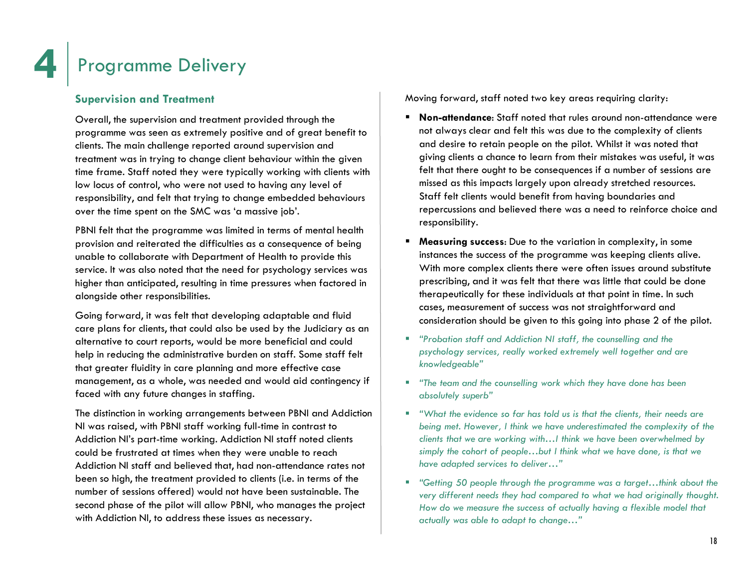# 4 Programme Delivery

## Supervision and Treatment

Overall, the supervision and treatment provided through the programme was seen as extremely positive and of great benefit to clients. The main challenge reported around supervision and treatment was in trying to change client behaviour within the given time frame. Staff noted they were typically working with clients with low locus of control, who were not used to having any level of responsibility, and felt that trying to change embedded behaviours over the time spent on the SMC was 'a massive job'.

PBNI felt that the programme was limited in terms of mental health provision and reiterated the difficulties as a consequence of being unable to collaborate with Department of Health to provide this service. It was also noted that the need for psychology services was higher than anticipated, resulting in time pressures when factored in alongside other responsibilities.

Going forward, it was felt that developing adaptable and fluid care plans for clients, that could also be used by the Judiciary as an alternative to court reports, would be more beneficial and could help in reducing the administrative burden on staff. Some staff felt that greater fluidity in care planning and more effective case management, as a whole, was needed and would aid contingency if faced with any future changes in staffing.

The distinction in working arrangements between PBNI and Addiction NI was raised, with PBNI staff working full-time in contrast to Addiction NI's part-time working. Addiction NI staff noted clients could be frustrated at times when they were unable to reach Addiction NI staff and believed that, had non-attendance rates not been so high, the treatment provided to clients (i.e. in terms of the number of sessions offered) would not have been sustainable. The second phase of the pilot will allow PBNI, who manages the project with Addiction NI, to address these issues as necessary.

Moving forward, staff noted two key areas requiring clarity:

- **Non-attendance**: Staff noted that rules around non-attendance were not always clear and felt this was due to the complexity of clients and desire to retain people on the pilot. Whilst it was noted that giving clients a chance to learn from their mistakes was useful, it was felt that there ought to be consequences if a number of sessions are missed as this impacts largely upon already stretched resources. Staff felt clients would benefit from having boundaries and repercussions and believed there was a need to reinforce choice and responsibility.
- **Measuring success**: Due to the variation in complexity, in some instances the success of the programme was keeping clients alive. With more complex clients there were often issues around substitute prescribing, and it was felt that there was little that could be done therapeutically for these individuals at that point in time. In such cases, measurement of success was not straightforward and consideration should be given to this going into phase 2 of the pilot.

- *"Probation staff and Addiction NI staff, the counselling and the psychology services, really worked extremely well together and are knowledgeable"*
- *"The team and the counselling work which they have done has been absolutely superb"*
- *"What the evidence so far has told us is that the clients, their needs are being met. However, I think we have underestimated the complexity of the clients that we are working with…I think we have been overwhelmed by simply the cohort of people…but I think what we have done, is that we have adapted services to deliver…"*
- *"Getting 50 people through the programme was a target…think about the very different needs they had compared to what we had originally thought. How do we measure the success of actually having a flexible model that actually was able to adapt to change…"*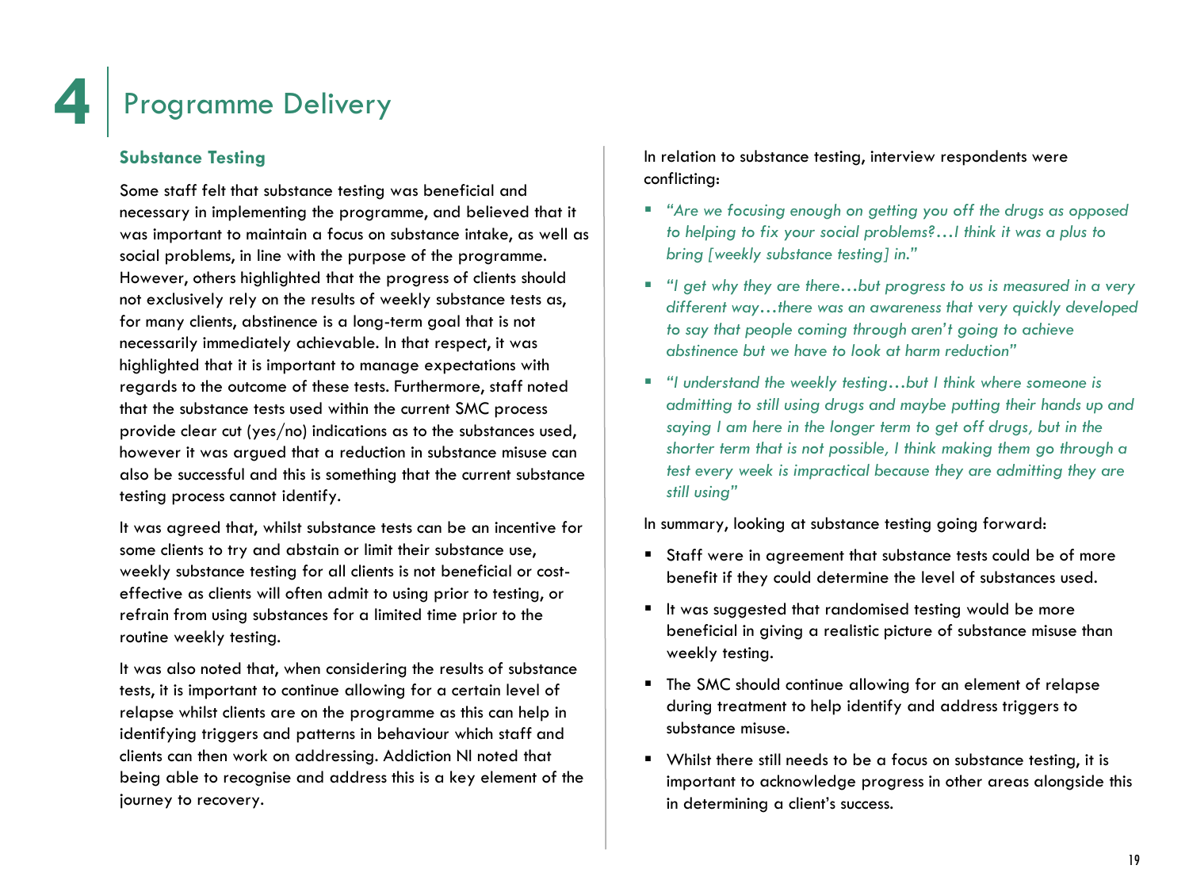# 4 Programme Delivery

### Substance Testing

Some staff felt that substance testing was beneficial and necessary in implementing the programme, and believed that it was important to maintain a focus on substance intake, as well as social problems, in line with the purpose of the programme. However, others highlighted that the progress of clients should not exclusively rely on the results of weekly substance tests as, for many clients, abstinence is a long-term goal that is not necessarily immediately achievable. In that respect, it was highlighted that it is important to manage expectations with regards to the outcome of these tests. Furthermore, staff noted that the substance tests used within the current SMC process provide clear cut (yes/no) indications as to the substances used, however it was argued that a reduction in substance misuse can also be successful and this is something that the current substance testing process cannot identify.

It was agreed that, whilst substance tests can be an incentive for some clients to try and abstain or limit their substance use, weekly substance testing for all clients is not beneficial or cost-effective as clients will often admit to using prior to testing, or refrain from using substances for a limited time prior to the routine weekly testing.

It was also noted that, when considering the results of substance tests, it is important to continue allowing for a certain level of relapse whilst clients are on the programme as this can help in identifying triggers and patterns in behaviour which staff and clients can then work on addressing. Addiction NI noted that being able to recognise and address this is a key element of the journey to recovery.

In relation to substance testing, interview respondents were conflicting:

- *"Are we focusing enough on getting you off the drugs as opposed to helping to fix your social problems?…I think it was a plus to bring [weekly substance testing] in."*
- *"I get why they are there…but progress to us is measured in a very different way…there was an awareness that very quickly developed to say that people coming through aren't going to achieve abstinence but we have to look at harm reduction"*
- *"I understand the weekly testing…but I think where someone is admitting to still using drugs and maybe putting their hands up and saying I am here in the longer term to get off drugs, but in the shorter term that is not possible, I think making them go through a test every week is impractical because they are admitting they are still using"*

In summary, looking at substance testing going forward:

- Staff were in agreement that substance tests could be of more benefit if they could determine the level of substances used.
- It was suggested that randomised testing would be more beneficial in giving a realistic picture of substance misuse than weekly testing.
- The SMC should continue allowing for an element of relapse during treatment to help identify and address triggers to substance misuse.
- Whilst there still needs to be a focus on substance testing, it is important to acknowledge progress in other areas alongside this in determining a client's success.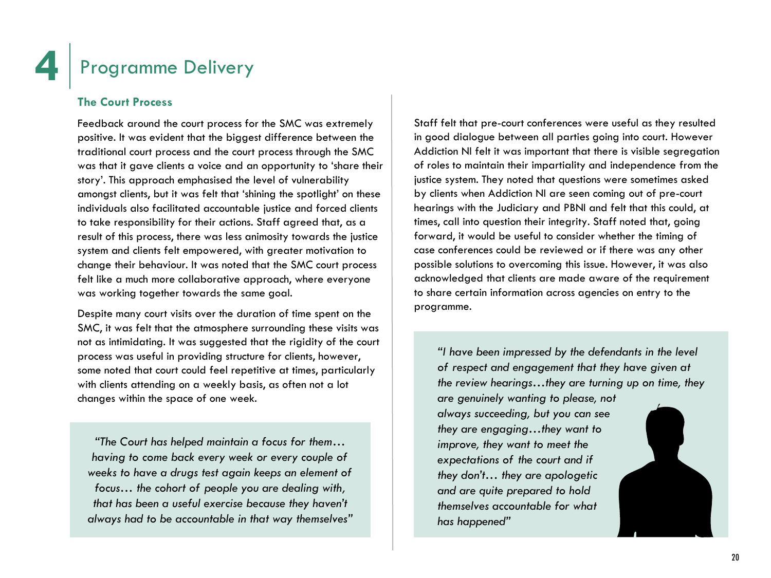# 4 Programme Delivery

### The Court Process

Feedback around the court process for the SMC was extremely positive. It was evident that the biggest difference between the traditional court process and the court process through the SMC was that it gave clients a voice and an opportunity to 'share their story'. This approach emphasised the level of vulnerability amongst clients, but it was felt that 'shining the spotlight' on these individuals also facilitated accountable justice and forced clients to take responsibility for their actions. Staff agreed that, as a result of this process, there was less animosity towards the justice system and clients felt empowered, with greater motivation to change their behaviour. It was noted that the SMC court process felt like a much more collaborative approach, where everyone was working together towards the same goal.

Despite many court visits over the duration of time spent on the SMC, it was felt that the atmosphere surrounding these visits was not as intimidating. It was suggested that the rigidity of the court process was useful in providing structure for clients, however, some noted that court could feel repetitive at times, particularly with clients attending on a weekly basis, as often not a lot changes within the space of one week.

*"The Court has helped maintain a focus for them… having to come back every week or every couple of weeks to have a drugs test again keeps an element of focus… the cohort of people you are dealing with, that has been a useful exercise because they haven't always had to be accountable in that way themselves"*

Staff felt that pre-court conferences were useful as they resulted in good dialogue between all parties going into court. However Addiction NI felt it was important that there is visible segregation of roles to maintain their impartiality and independence from the justice system. They noted that questions were sometimes asked by clients when Addiction NI are seen coming out of pre-court hearings with the Judiciary and PBNI and felt that this could, at times, call into question their integrity. Staff noted that, going forward, it would be useful to consider whether the timing of case conferences could be reviewed or if there was any other possible solutions to overcoming this issue. However, it was also acknowledged that clients are made aware of the requirement to share certain information across agencies on entry to the programme.

*"I have been impressed by the defendants in the level of respect and engagement that they have given at the review hearings…they are turning up on time, they are genuinely wanting to please, not always succeeding, but you can see they are engaging…they want to improve, they want to meet the expectations of the court and if they don't… they are apologetic and are quite prepared to hold themselves accountable for what has happened"*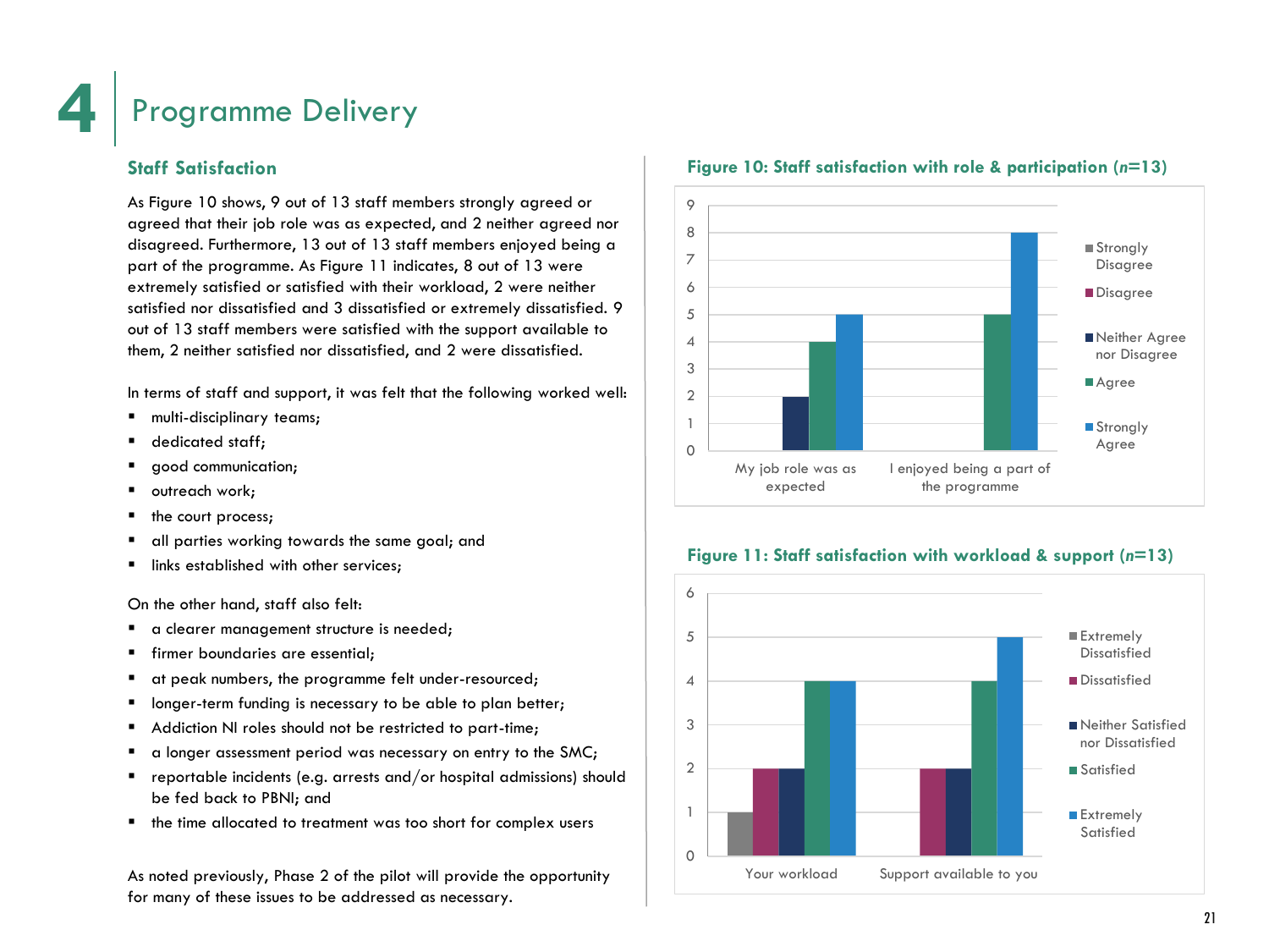# 4 Programme Delivery

## Staff Satisfaction

As Figure 10 shows, 9 out of 13 staff members strongly agreed or agreed that their job role was as expected, and 2 neither agreed nor disagreed. Furthermore, 13 out of 13 staff members enjoyed being a part of the programme. As Figure 11 indicates, 8 out of 13 were extremely satisfied or satisfied with their workload, 2 were neither satisfied nor dissatisfied and 3 dissatisfied or extremely dissatisfied. 9 out of 13 staff members were satisfied with the support available to them, 2 neither satisfied nor dissatisfied, and 2 were dissatisfied.

In terms of staff and support, it was felt that the following worked well:

- multi-disciplinary teams;
- dedicated staff;
- good communication;
- outreach work;
- the court process;
- all parties working towards the same goal; and
- links established with other services;

On the other hand, staff also felt:

- a clearer management structure is needed;
- firmer boundaries are essential;
- at peak numbers, the programme felt under-resourced;
- longer-term funding is necessary to be able to plan better;
- Addiction NI roles should not be restricted to part-time;
- a longer assessment period was necessary on entry to the SMC;
- reportable incidents (e.g. arrests and/or hospital admissions) should be fed back to PBNI; and
- the time allocated to treatment was too short for complex users

As noted previously, Phase 2 of the pilot will provide the opportunity for many of these issues to be addressed as necessary.

**Figure 10: Staff satisfaction with role & participation (*n*=13)**

| | Strongly Disagree | Disagree | Neither Agree nor Disagree | Agree | Strongly Agree |
|---|---|---|---|---|---|
| My job role was as expected | 0 | 0 | 2 | 4 | 5 |
| I enjoyed being a part of the programme | 0 | 0 | 0 | 5 | 8 |

**Figure 11: Staff satisfaction with workload & support (*n*=13)**

| | Extremely Dissatisfied | Dissatisfied | Neither Satisfied nor Dissatisfied | Satisfied | Extremely Satisfied |
|---|---|---|---|---|---|
| Your workload | 1 | 2 | 2 | 4 | 4 |
| Support available to you | 0 | 2 | 2 | 4 | 5 |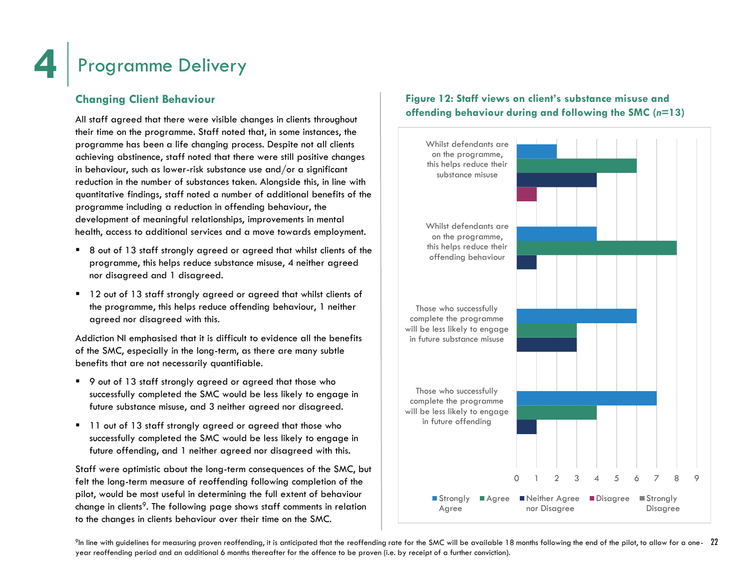# 4 Programme Delivery

## Changing Client Behaviour

All staff agreed that there were visible changes in clients throughout their time on the programme. Staff noted that, in some instances, the programme has been a life changing process. Despite not all clients achieving abstinence, staff noted that there were still positive changes in behaviour, such as lower-risk substance use and/or a significant reduction in the number of substances taken. Alongside this, in line with quantitative findings, staff noted a number of additional benefits of the programme including a reduction in offending behaviour, the development of meaningful relationships, improvements in mental health, access to additional services and a move towards employment.

- 8 out of 13 staff strongly agreed or agreed that whilst clients of the programme, this helps reduce substance misuse, 4 neither agreed nor disagreed and 1 disagreed.
- 12 out of 13 staff strongly agreed or agreed that whilst clients of the programme, this helps reduce offending behaviour, 1 neither agreed nor disagreed with this.

Addiction NI emphasised that it is difficult to evidence all the benefits of the SMC, especially in the long-term, as there are many subtle benefits that are not necessarily quantifiable.

- 9 out of 13 staff strongly agreed or agreed that those who successfully completed the SMC would be less likely to engage in future substance misuse, and 3 neither agreed nor disagreed.
- 11 out of 13 staff strongly agreed or agreed that those who successfully completed the SMC would be less likely to engage in future offending, and 1 neither agreed nor disagreed with this.

Staff were optimistic about the long-term consequences of the SMC, but felt the long-term measure of reoffending following completion of the pilot, would be most useful in determining the full extent of behaviour change in clients[9]. The following page shows staff comments in relation to the changes in clients behaviour over their time on the SMC.

**Figure 12: Staff views on client's substance misuse and offending behaviour during and following the SMC (*n*=13)**

| Statement | Strongly Agree | Agree | Neither Agree nor Disagree | Disagree | Strongly Disagree |
|---|---|---|---|---|---|
| Whilst defendants are on the programme, this helps reduce their substance misuse | 2 | 6 | 4 | 1 | 0 |
| Whilst defendants are on the programme, this helps reduce their offending behaviour | 4 | 8 | 1 | 0 | 0 |
| Those who successfully complete the programme will be less likely to engage in future substance misuse | 6 | 3 | 3 | 0 | 0 |
| Those who successfully complete the programme will be less likely to engage in future offending | 7 | 4 | 1 | 0 | 0 |

[9] In line with guidelines for measuring proven reoffending, it is anticipated that the reoffending rate for the SMC will be available 18 months following the end of the pilot, to allow for a one-year reoffending period and an additional 6 months thereafter for the offence to be proven (i.e. by receipt of a further conviction).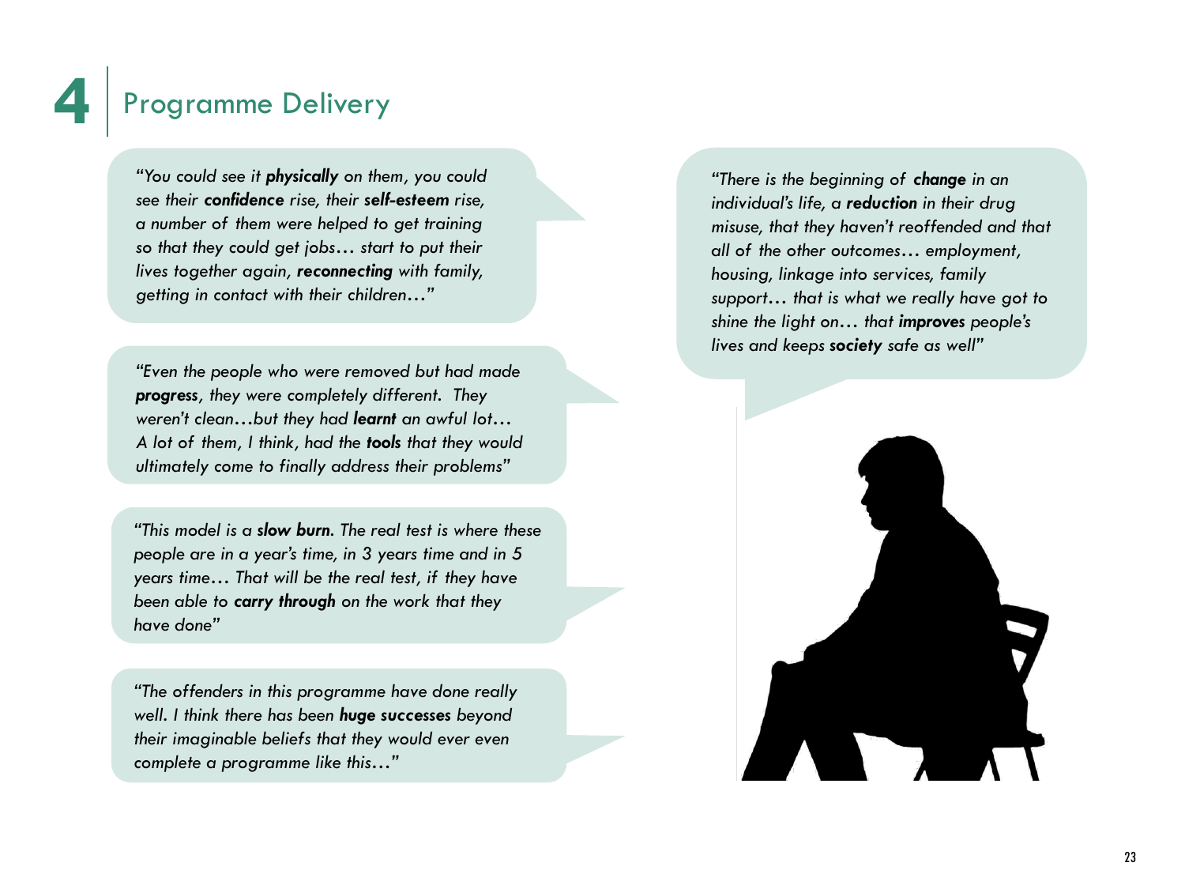# 4 Programme Delivery

*"You could see it **physically** on them, you could see their **confidence** rise, their **self-esteem** rise, a number of them were helped to get training so that they could get jobs… start to put their lives together again, **reconnecting** with family, getting in contact with their children…"*

*"Even the people who were removed but had made **progress**, they were completely different. They weren't clean…but they had **learnt** an awful lot… A lot of them, I think, had the **tools** that they would ultimately come to finally address their problems"*

*"This model is a **slow burn**. The real test is where these people are in a year's time, in 3 years time and in 5 years time… That will be the real test, if they have been able to **carry through** on the work that they have done"*

*"The offenders in this programme have done really well. I think there has been **huge successes** beyond their imaginable beliefs that they would ever even complete a programme like this…"*

*"There is the beginning of **change** in an individual's life, a **reduction** in their drug misuse, that they haven't reoffended and that all of the other outcomes… employment, housing, linkage into services, family support… that is what we really have got to shine the light on… that **improves** people's lives and keeps **society** safe as well"*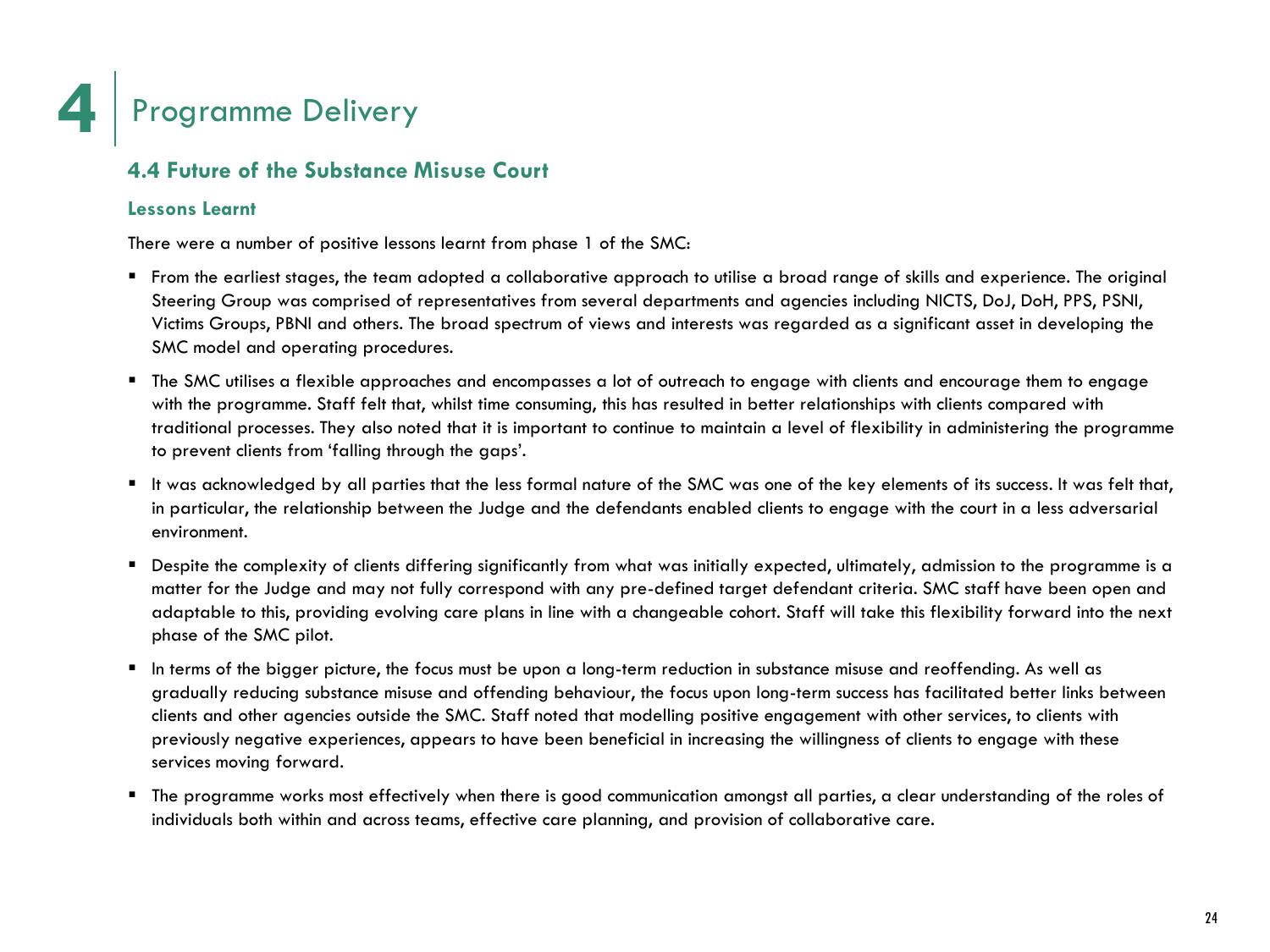# 4 Programme Delivery

## 4.4 Future of the Substance Misuse Court

### Lessons Learnt

There were a number of positive lessons learnt from phase 1 of the SMC:

- From the earliest stages, the team adopted a collaborative approach to utilise a broad range of skills and experience. The original Steering Group was comprised of representatives from several departments and agencies including NICTS, DoJ, DoH, PPS, PSNI, Victims Groups, PBNI and others. The broad spectrum of views and interests was regarded as a significant asset in developing the SMC model and operating procedures.
- The SMC utilises a flexible approaches and encompasses a lot of outreach to engage with clients and encourage them to engage with the programme. Staff felt that, whilst time consuming, this has resulted in better relationships with clients compared with traditional processes. They also noted that it is important to continue to maintain a level of flexibility in administering the programme to prevent clients from 'falling through the gaps'.
- It was acknowledged by all parties that the less formal nature of the SMC was one of the key elements of its success. It was felt that, in particular, the relationship between the Judge and the defendants enabled clients to engage with the court in a less adversarial environment.
- Despite the complexity of clients differing significantly from what was initially expected, ultimately, admission to the programme is a matter for the Judge and may not fully correspond with any pre-defined target defendant criteria. SMC staff have been open and adaptable to this, providing evolving care plans in line with a changeable cohort. Staff will take this flexibility forward into the next phase of the SMC pilot.
- In terms of the bigger picture, the focus must be upon a long-term reduction in substance misuse and reoffending. As well as gradually reducing substance misuse and offending behaviour, the focus upon long-term success has facilitated better links between clients and other agencies outside the SMC. Staff noted that modelling positive engagement with other services, to clients with previously negative experiences, appears to have been beneficial in increasing the willingness of clients to engage with these services moving forward.
- The programme works most effectively when there is good communication amongst all parties, a clear understanding of the roles of individuals both within and across teams, effective care planning, and provision of collaborative care.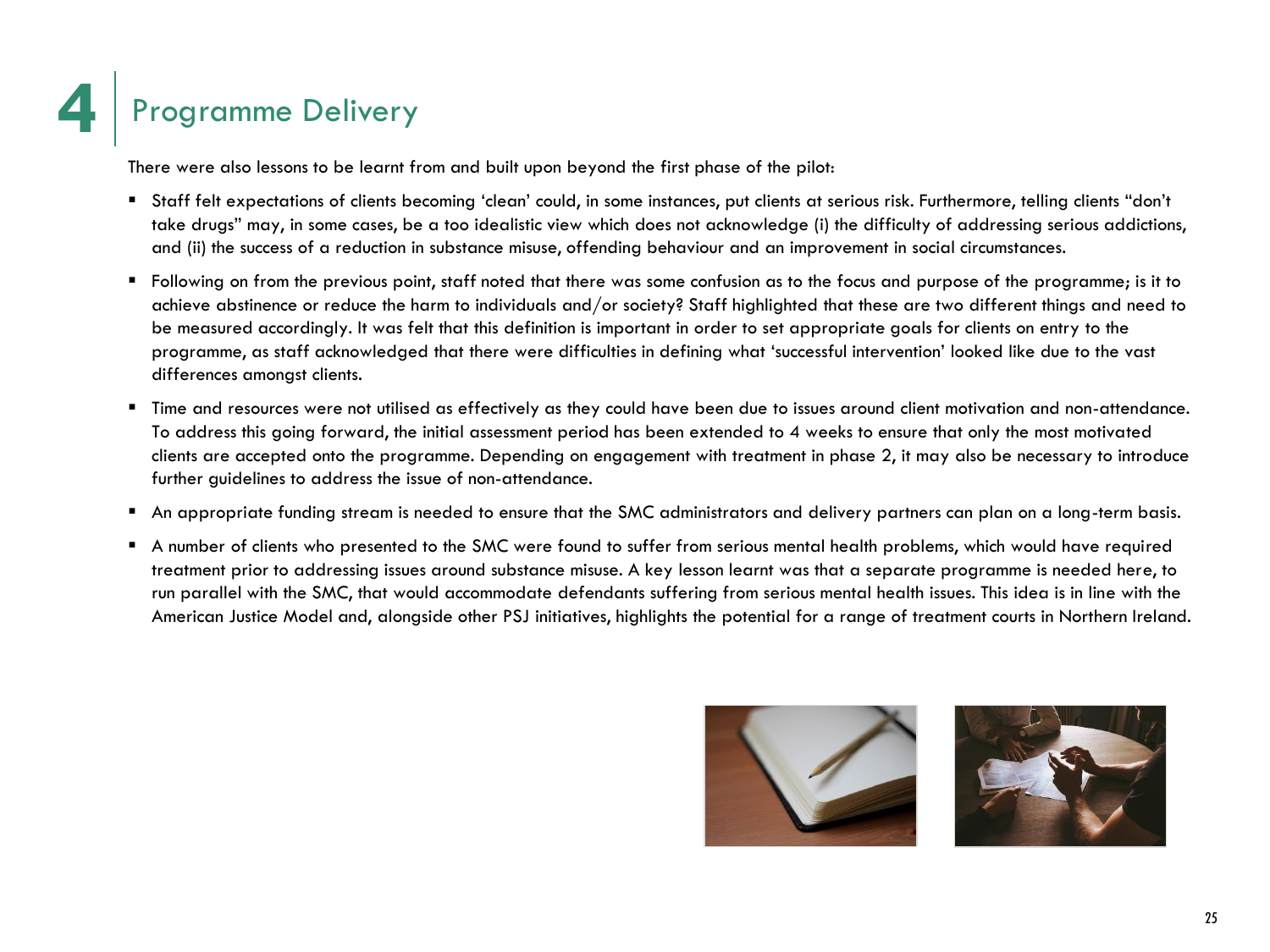# 4 Programme Delivery

There were also lessons to be learnt from and built upon beyond the first phase of the pilot:

- Staff felt expectations of clients becoming 'clean' could, in some instances, put clients at serious risk. Furthermore, telling clients "don't take drugs" may, in some cases, be a too idealistic view which does not acknowledge (i) the difficulty of addressing serious addictions, and (ii) the success of a reduction in substance misuse, offending behaviour and an improvement in social circumstances.
- Following on from the previous point, staff noted that there was some confusion as to the focus and purpose of the programme; is it to achieve abstinence or reduce the harm to individuals and/or society? Staff highlighted that these are two different things and need to be measured accordingly. It was felt that this definition is important in order to set appropriate goals for clients on entry to the programme, as staff acknowledged that there were difficulties in defining what 'successful intervention' looked like due to the vast differences amongst clients.
- Time and resources were not utilised as effectively as they could have been due to issues around client motivation and non-attendance. To address this going forward, the initial assessment period has been extended to 4 weeks to ensure that only the most motivated clients are accepted onto the programme. Depending on engagement with treatment in phase 2, it may also be necessary to introduce further guidelines to address the issue of non-attendance.
- An appropriate funding stream is needed to ensure that the SMC administrators and delivery partners can plan on a long-term basis.
- A number of clients who presented to the SMC were found to suffer from serious mental health problems, which would have required treatment prior to addressing issues around substance misuse. A key lesson learnt was that a separate programme is needed here, to run parallel with the SMC, that would accommodate defendants suffering from serious mental health issues. This idea is in line with the American Justice Model and, alongside other PSJ initiatives, highlights the potential for a range of treatment courts in Northern Ireland.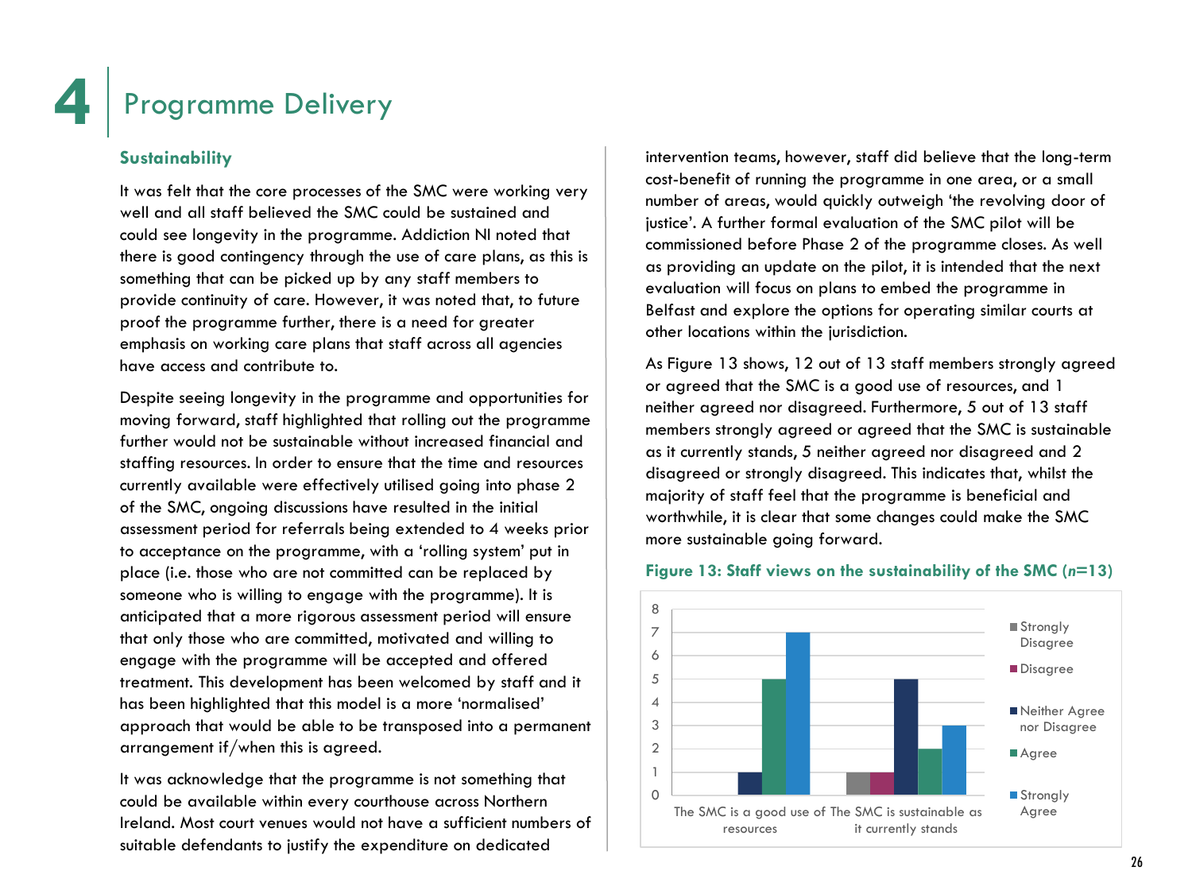# 4 Programme Delivery

### Sustainability

It was felt that the core processes of the SMC were working very well and all staff believed the SMC could be sustained and could see longevity in the programme. Addiction NI noted that there is good contingency through the use of care plans, as this is something that can be picked up by any staff members to provide continuity of care. However, it was noted that, to future proof the programme further, there is a need for greater emphasis on working care plans that staff across all agencies have access and contribute to.

Despite seeing longevity in the programme and opportunities for moving forward, staff highlighted that rolling out the programme further would not be sustainable without increased financial and staffing resources. In order to ensure that the time and resources currently available were effectively utilised going into phase 2 of the SMC, ongoing discussions have resulted in the initial assessment period for referrals being extended to 4 weeks prior to acceptance on the programme, with a 'rolling system' put in place (i.e. those who are not committed can be replaced by someone who is willing to engage with the programme). It is anticipated that a more rigorous assessment period will ensure that only those who are committed, motivated and willing to engage with the programme will be accepted and offered treatment. This development has been welcomed by staff and it has been highlighted that this model is a more 'normalised' approach that would be able to be transposed into a permanent arrangement if/when this is agreed.

It was acknowledge that the programme is not something that could be available within every courthouse across Northern Ireland. Most court venues would not have a sufficient numbers of suitable defendants to justify the expenditure on dedicated intervention teams, however, staff did believe that the long-term cost-benefit of running the programme in one area, or a small number of areas, would quickly outweigh 'the revolving door of justice'. A further formal evaluation of the SMC pilot will be commissioned before Phase 2 of the programme closes. As well as providing an update on the pilot, it is intended that the next evaluation will focus on plans to embed the programme in Belfast and explore the options for operating similar courts at other locations within the jurisdiction.

As Figure 13 shows, 12 out of 13 staff members strongly agreed or agreed that the SMC is a good use of resources, and 1 neither agreed nor disagreed. Furthermore, 5 out of 13 staff members strongly agreed or agreed that the SMC is sustainable as it currently stands, 5 neither agreed nor disagreed and 2 disagreed or strongly disagreed. This indicates that, whilst the majority of staff feel that the programme is beneficial and worthwhile, it is clear that some changes could make the SMC more sustainable going forward.

**Figure 13: Staff views on the sustainability of the SMC (*n*=13)**

| | Strongly Disagree | Disagree | Neither Agree nor Disagree | Agree | Strongly Agree |
|---|---|---|---|---|---|
| The SMC is a good use of resources | 0 | 0 | 1 | 5 | 7 |
| The SMC is sustainable as it currently stands | 1 | 1 | 5 | 2 | 3 |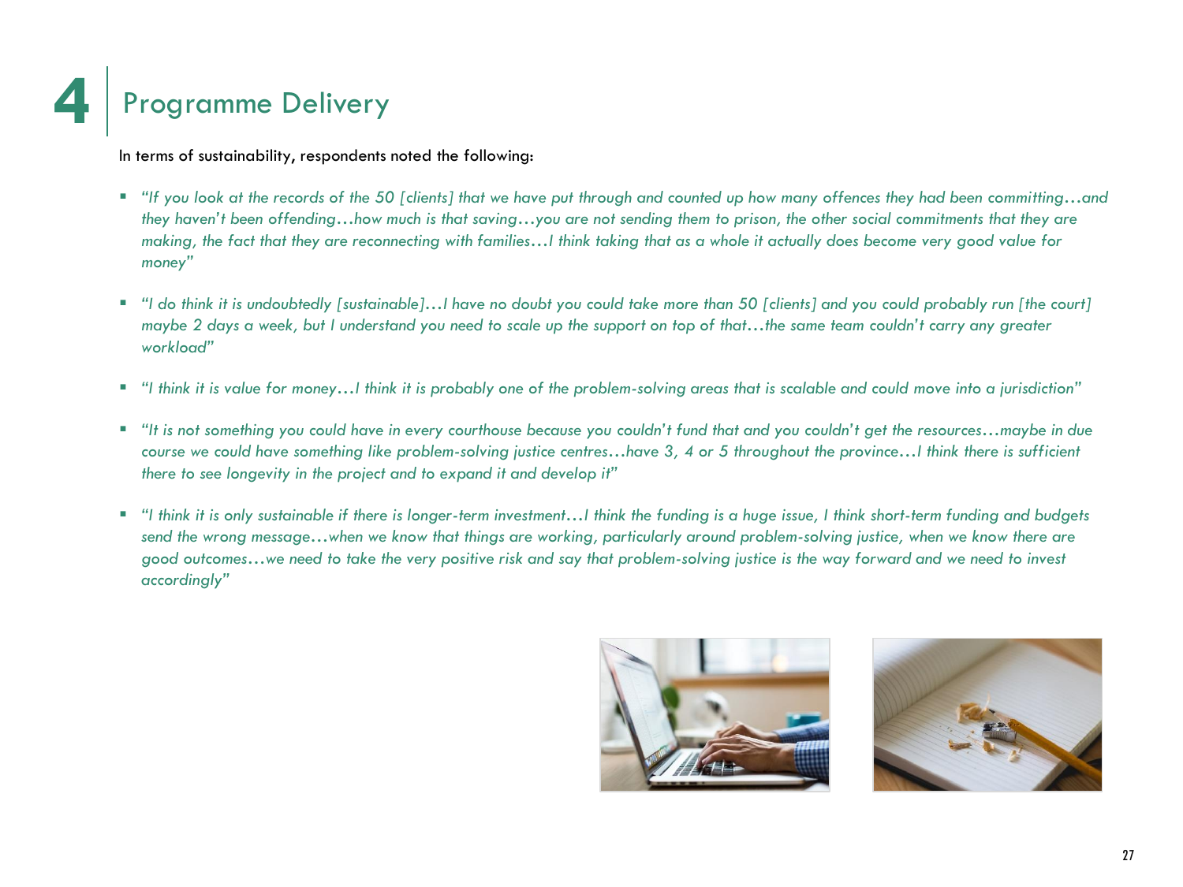# 4 Programme Delivery

In terms of sustainability, respondents noted the following:

- *"If you look at the records of the 50 [clients] that we have put through and counted up how many offences they had been committing…and they haven't been offending…how much is that saving…you are not sending them to prison, the other social commitments that they are making, the fact that they are reconnecting with families…I think taking that as a whole it actually does become very good value for money"*

- *"I do think it is undoubtedly [sustainable]…I have no doubt you could take more than 50 [clients] and you could probably run [the court] maybe 2 days a week, but I understand you need to scale up the support on top of that…the same team couldn't carry any greater workload"*

- *"I think it is value for money…I think it is probably one of the problem-solving areas that is scalable and could move into a jurisdiction"*

- *"It is not something you could have in every courthouse because you couldn't fund that and you couldn't get the resources…maybe in due course we could have something like problem-solving justice centres…have 3, 4 or 5 throughout the province…I think there is sufficient there to see longevity in the project and to expand it and develop it"*

- *"I think it is only sustainable if there is longer-term investment…I think the funding is a huge issue, I think short-term funding and budgets send the wrong message…when we know that things are working, particularly around problem-solving justice, when we know there are good outcomes…we need to take the very positive risk and say that problem-solving justice is the way forward and we need to invest accordingly"*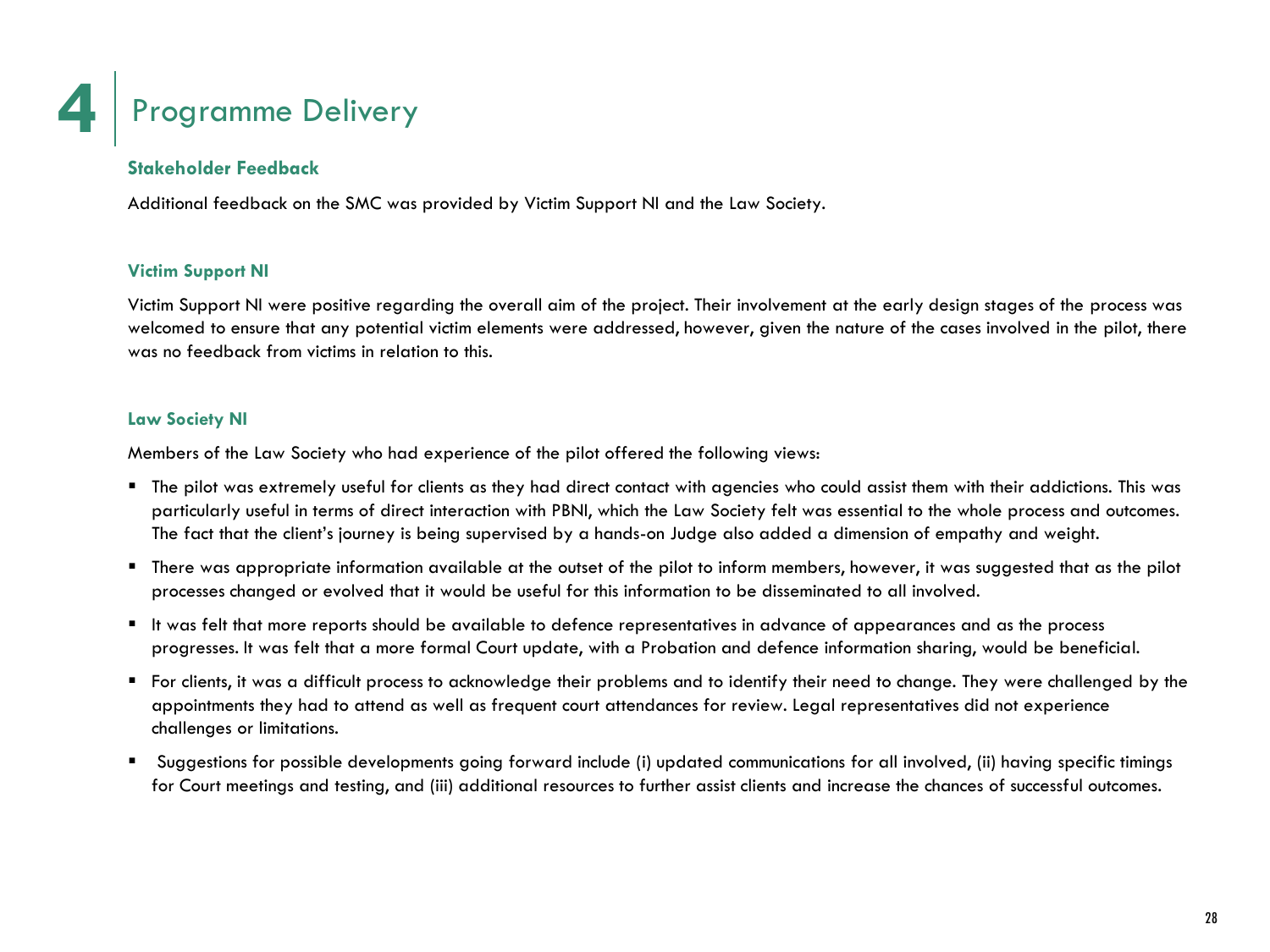# 4 Programme Delivery

### Stakeholder Feedback

Additional feedback on the SMC was provided by Victim Support NI and the Law Society.

### Victim Support NI

Victim Support NI were positive regarding the overall aim of the project. Their involvement at the early design stages of the process was welcomed to ensure that any potential victim elements were addressed, however, given the nature of the cases involved in the pilot, there was no feedback from victims in relation to this.

### Law Society NI

Members of the Law Society who had experience of the pilot offered the following views:

- The pilot was extremely useful for clients as they had direct contact with agencies who could assist them with their addictions. This was particularly useful in terms of direct interaction with PBNI, which the Law Society felt was essential to the whole process and outcomes. The fact that the client's journey is being supervised by a hands-on Judge also added a dimension of empathy and weight.
- There was appropriate information available at the outset of the pilot to inform members, however, it was suggested that as the pilot processes changed or evolved that it would be useful for this information to be disseminated to all involved.
- It was felt that more reports should be available to defence representatives in advance of appearances and as the process progresses. It was felt that a more formal Court update, with a Probation and defence information sharing, would be beneficial.
- For clients, it was a difficult process to acknowledge their problems and to identify their need to change. They were challenged by the appointments they had to attend as well as frequent court attendances for review. Legal representatives did not experience challenges or limitations.
- Suggestions for possible developments going forward include (i) updated communications for all involved, (ii) having specific timings for Court meetings and testing, and (iii) additional resources to further assist clients and increase the chances of successful outcomes.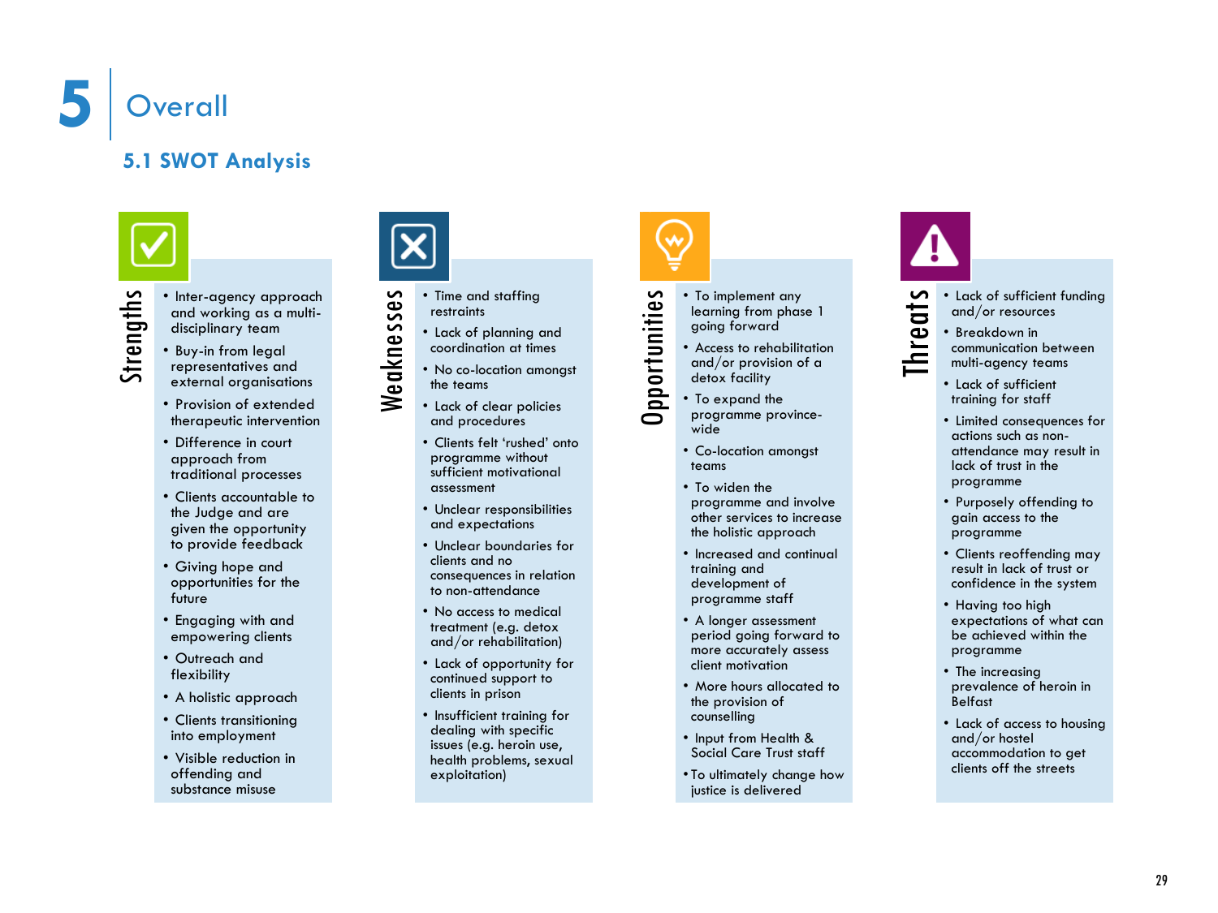# 5 Overall

## 5.1 SWOT Analysis

### Strengths

- Inter-agency approach and working as a multi-disciplinary team
- Buy-in from legal representatives and external organisations
- Provision of extended therapeutic intervention
- Difference in court approach from traditional processes
- Clients accountable to the Judge and are given the opportunity to provide feedback
- Giving hope and opportunities for the future
- Engaging with and empowering clients
- Outreach and flexibility
- A holistic approach
- Clients transitioning into employment
- Visible reduction in offending and substance misuse

### Weaknesses

- Time and staffing restraints
- Lack of planning and coordination at times
- No co-location amongst the teams
- Lack of clear policies and procedures
- Clients felt 'rushed' onto programme without sufficient motivational assessment
- Unclear responsibilities and expectations
- Unclear boundaries for clients and no consequences in relation to non-attendance
- No access to medical treatment (e.g. detox and/or rehabilitation)
- Lack of opportunity for continued support to clients in prison
- Insufficient training for dealing with specific issues (e.g. heroin use, health problems, sexual exploitation)

### Opportunities

- To implement any learning from phase 1 going forward
- Access to rehabilitation and/or provision of a detox facility
- To expand the programme province-wide
- Co-location amongst teams
- To widen the programme and involve other services to increase the holistic approach
- Increased and continual training and development of programme staff
- A longer assessment period going forward to more accurately assess client motivation
- More hours allocated to the provision of counselling
- Input from Health & Social Care Trust staff
- To ultimately change how justice is delivered

### Threats

- Lack of sufficient funding and/or resources
- Breakdown in communication between multi-agency teams
- Lack of sufficient training for staff
- Limited consequences for actions such as non-attendance may result in lack of trust in the programme
- Purposely offending to gain access to the programme
- Clients reoffending may result in lack of trust or confidence in the system
- Having too high expectations of what can be achieved within the programme
- The increasing prevalence of heroin in Belfast
- Lack of access to housing and/or hostel accommodation to get clients off the streets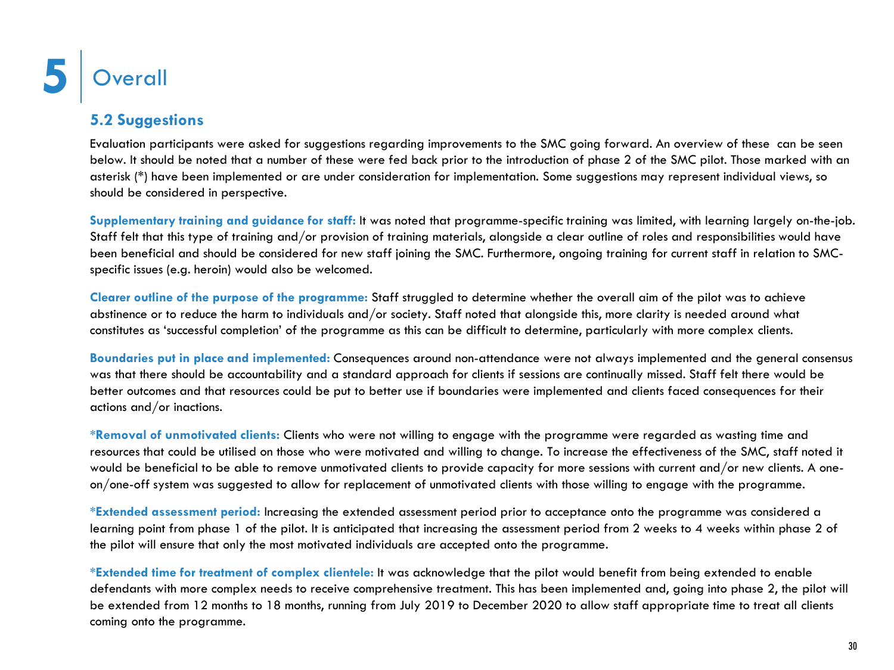# 5 Overall

## 5.2 Suggestions

Evaluation participants were asked for suggestions regarding improvements to the SMC going forward. An overview of these can be seen below. It should be noted that a number of these were fed back prior to the introduction of phase 2 of the SMC pilot. Those marked with an asterisk (*) have been implemented or are under consideration for implementation. Some suggestions may represent individual views, so should be considered in perspective.

**Supplementary training and guidance for staff:** It was noted that programme-specific training was limited, with learning largely on-the-job. Staff felt that this type of training and/or provision of training materials, alongside a clear outline of roles and responsibilities would have been beneficial and should be considered for new staff joining the SMC. Furthermore, ongoing training for current staff in relation to SMC-specific issues (e.g. heroin) would also be welcomed.

**Clearer outline of the purpose of the programme:** Staff struggled to determine whether the overall aim of the pilot was to achieve abstinence or to reduce the harm to individuals and/or society. Staff noted that alongside this, more clarity is needed around what constitutes as 'successful completion' of the programme as this can be difficult to determine, particularly with more complex clients.

**Boundaries put in place and implemented:** Consequences around non-attendance were not always implemented and the general consensus was that there should be accountability and a standard approach for clients if sessions are continually missed. Staff felt there would be better outcomes and that resources could be put to better use if boundaries were implemented and clients faced consequences for their actions and/or inactions.

**\*Removal of unmotivated clients:** Clients who were not willing to engage with the programme were regarded as wasting time and resources that could be utilised on those who were motivated and willing to change. To increase the effectiveness of the SMC, staff noted it would be beneficial to be able to remove unmotivated clients to provide capacity for more sessions with current and/or new clients. A one-on/one-off system was suggested to allow for replacement of unmotivated clients with those willing to engage with the programme.

**\*Extended assessment period:** Increasing the extended assessment period prior to acceptance onto the programme was considered a learning point from phase 1 of the pilot. It is anticipated that increasing the assessment period from 2 weeks to 4 weeks within phase 2 of the pilot will ensure that only the most motivated individuals are accepted onto the programme.

**\*Extended time for treatment of complex clientele:** It was acknowledge that the pilot would benefit from being extended to enable defendants with more complex needs to receive comprehensive treatment. This has been implemented and, going into phase 2, the pilot will be extended from 12 months to 18 months, running from July 2019 to December 2020 to allow staff appropriate time to treat all clients coming onto the programme.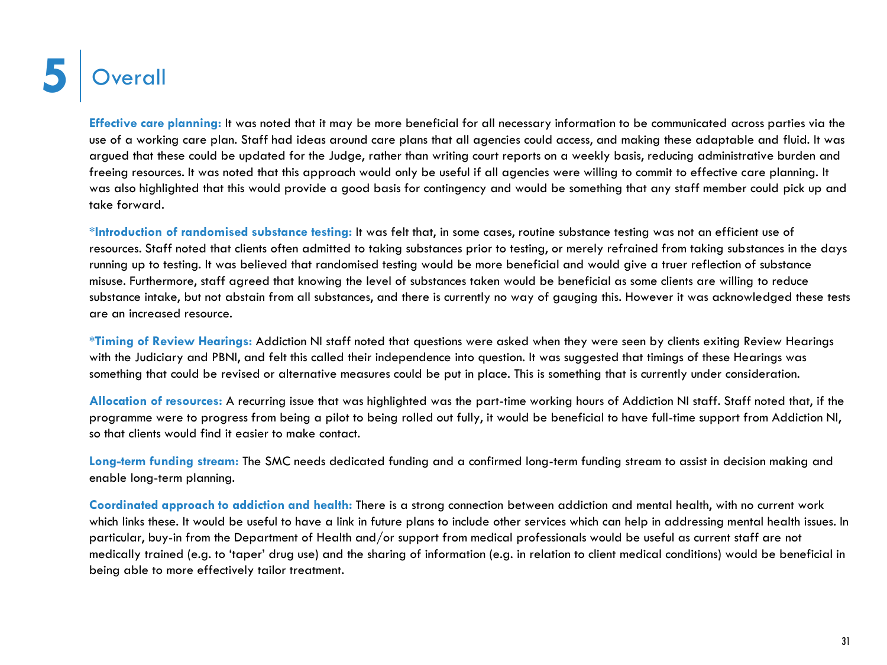# 5 Overall

**Effective care planning:** It was noted that it may be more beneficial for all necessary information to be communicated across parties via the use of a working care plan. Staff had ideas around care plans that all agencies could access, and making these adaptable and fluid. It was argued that these could be updated for the Judge, rather than writing court reports on a weekly basis, reducing administrative burden and freeing resources. It was noted that this approach would only be useful if all agencies were willing to commit to effective care planning. It was also highlighted that this would provide a good basis for contingency and would be something that any staff member could pick up and take forward.

***Introduction of randomised substance testing:** It was felt that, in some cases, routine substance testing was not an efficient use of resources. Staff noted that clients often admitted to taking substances prior to testing, or merely refrained from taking substances in the days running up to testing. It was believed that randomised testing would be more beneficial and would give a truer reflection of substance misuse. Furthermore, staff agreed that knowing the level of substances taken would be beneficial as some clients are willing to reduce substance intake, but not abstain from all substances, and there is currently no way of gauging this. However it was acknowledged these tests are an increased resource.

***Timing of Review Hearings:** Addiction NI staff noted that questions were asked when they were seen by clients exiting Review Hearings with the Judiciary and PBNI, and felt this called their independence into question. It was suggested that timings of these Hearings was something that could be revised or alternative measures could be put in place. This is something that is currently under consideration.

**Allocation of resources:** A recurring issue that was highlighted was the part-time working hours of Addiction NI staff. Staff noted that, if the programme were to progress from being a pilot to being rolled out fully, it would be beneficial to have full-time support from Addiction NI, so that clients would find it easier to make contact.

**Long-term funding stream:** The SMC needs dedicated funding and a confirmed long-term funding stream to assist in decision making and enable long-term planning.

**Coordinated approach to addiction and health:** There is a strong connection between addiction and mental health, with no current work which links these. It would be useful to have a link in future plans to include other services which can help in addressing mental health issues. In particular, buy-in from the Department of Health and/or support from medical professionals would be useful as current staff are not medically trained (e.g. to 'taper' drug use) and the sharing of information (e.g. in relation to client medical conditions) would be beneficial in being able to more effectively tailor treatment.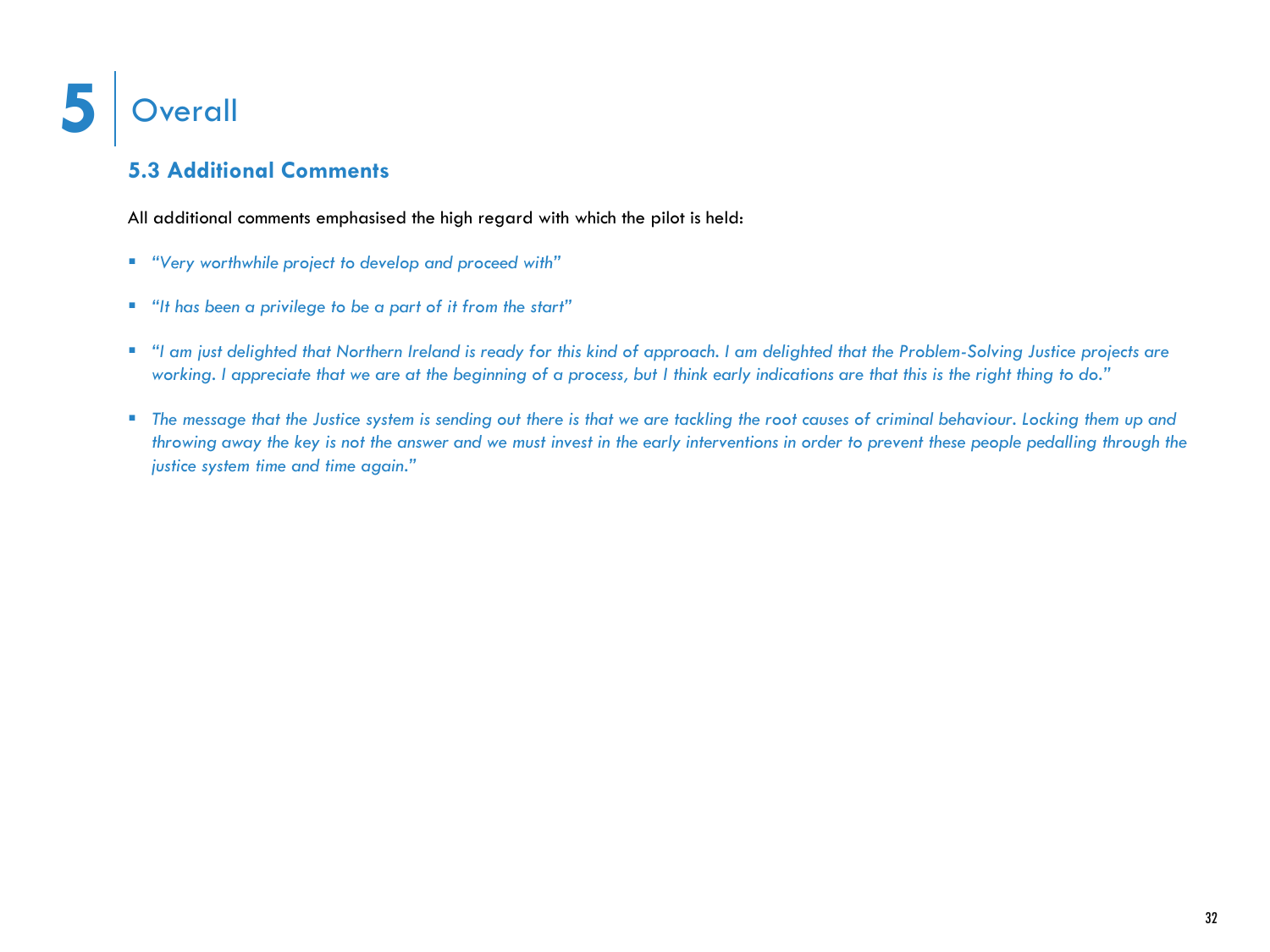# 5 Overall

## 5.3 Additional Comments

All additional comments emphasised the high regard with which the pilot is held:

- *"Very worthwhile project to develop and proceed with"*
- *"It has been a privilege to be a part of it from the start"*
- *"I am just delighted that Northern Ireland is ready for this kind of approach. I am delighted that the Problem-Solving Justice projects are working. I appreciate that we are at the beginning of a process, but I think early indications are that this is the right thing to do."*
- *The message that the Justice system is sending out there is that we are tackling the root causes of criminal behaviour. Locking them up and throwing away the key is not the answer and we must invest in the early interventions in order to prevent these people pedalling through the justice system time and time again."*